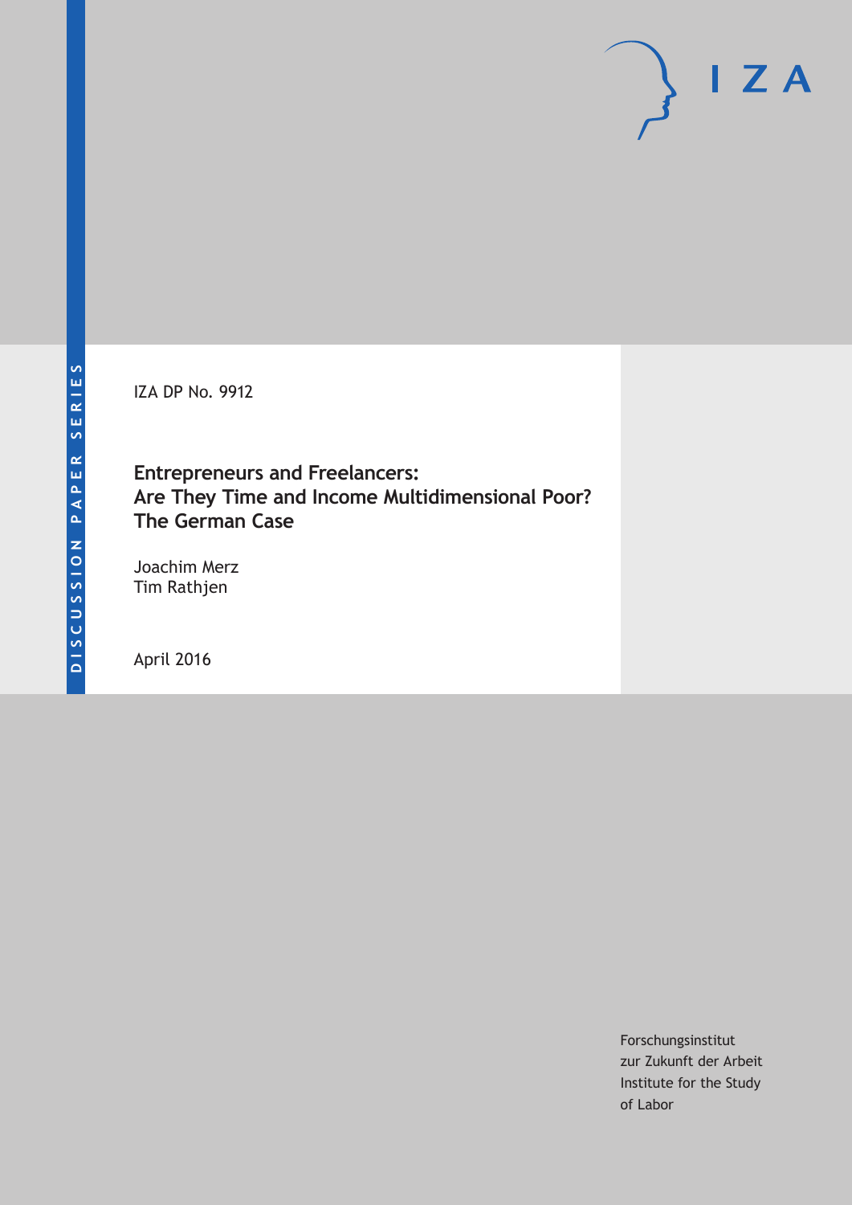DISCUSSION PAPER SERIES

IZA

IZA DP No. 9912

# Entrepreneurs and Freelancers: Are They Time and Income Multidimensional Poor? The German Case

Joachim Merz
Tim Rathjen

April 2016

Forschungsinstitut
zur Zukunft der Arbeit
Institute for the Study
of Labor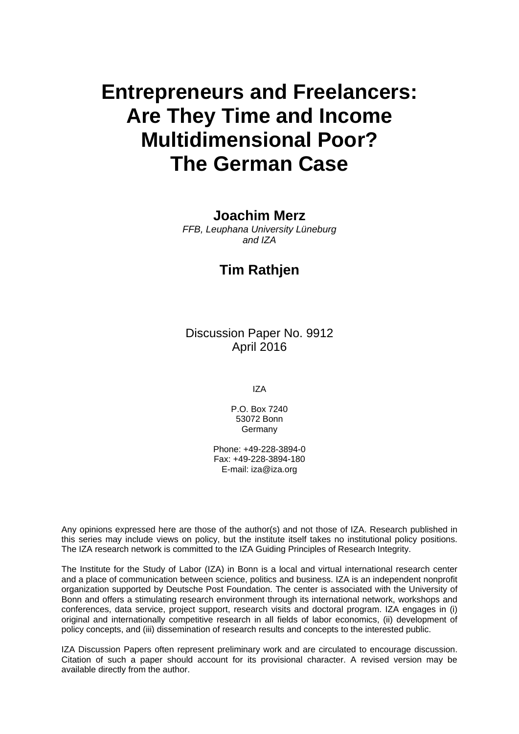# Entrepreneurs and Freelancers: Are They Time and Income Multidimensional Poor? The German Case

**Joachim Merz**
*FFB, Leuphana University Lüneburg and IZA*

**Tim Rathjen**

Discussion Paper No. 9912
April 2016

IZA

P.O. Box 7240
53072 Bonn
Germany

Phone: +49-228-3894-0
Fax: +49-228-3894-180
E-mail: iza@iza.org

Any opinions expressed here are those of the author(s) and not those of IZA. Research published in this series may include views on policy, but the institute itself takes no institutional policy positions. The IZA research network is committed to the IZA Guiding Principles of Research Integrity.

The Institute for the Study of Labor (IZA) in Bonn is a local and virtual international research center and a place of communication between science, politics and business. IZA is an independent nonprofit organization supported by Deutsche Post Foundation. The center is associated with the University of Bonn and offers a stimulating research environment through its international network, workshops and conferences, data service, project support, research visits and doctoral program. IZA engages in (i) original and internationally competitive research in all fields of labor economics, (ii) development of policy concepts, and (iii) dissemination of research results and concepts to the interested public.

IZA Discussion Papers often represent preliminary work and are circulated to encourage discussion. Citation of such a paper should account for its provisional character. A revised version may be available directly from the author.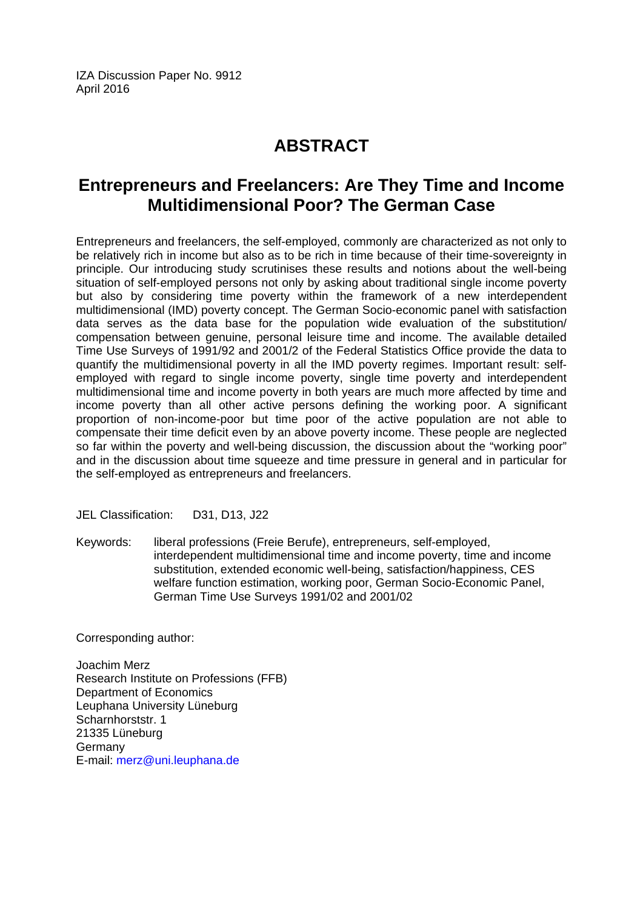IZA Discussion Paper No. 9912
April 2016

# ABSTRACT

## Entrepreneurs and Freelancers: Are They Time and Income Multidimensional Poor? The German Case

Entrepreneurs and freelancers, the self-employed, commonly are characterized as not only to be relatively rich in income but also as to be rich in time because of their time-sovereignty in principle. Our introducing study scrutinises these results and notions about the well-being situation of self-employed persons not only by asking about traditional single income poverty but also by considering time poverty within the framework of a new interdependent multidimensional (IMD) poverty concept. The German Socio-economic panel with satisfaction data serves as the data base for the population wide evaluation of the substitution/ compensation between genuine, personal leisure time and income. The available detailed Time Use Surveys of 1991/92 and 2001/2 of the Federal Statistics Office provide the data to quantify the multidimensional poverty in all the IMD poverty regimes. Important result: self-employed with regard to single income poverty, single time poverty and interdependent multidimensional time and income poverty in both years are much more affected by time and income poverty than all other active persons defining the working poor. A significant proportion of non-income-poor but time poor of the active population are not able to compensate their time deficit even by an above poverty income. These people are neglected so far within the poverty and well-being discussion, the discussion about the "working poor" and in the discussion about time squeeze and time pressure in general and in particular for the self-employed as entrepreneurs and freelancers.

JEL Classification: D31, D13, J22

Keywords: liberal professions (Freie Berufe), entrepreneurs, self-employed, interdependent multidimensional time and income poverty, time and income substitution, extended economic well-being, satisfaction/happiness, CES welfare function estimation, working poor, German Socio-Economic Panel, German Time Use Surveys 1991/02 and 2001/02

Corresponding author:

Joachim Merz
Research Institute on Professions (FFB)
Department of Economics
Leuphana University Lüneburg
Scharnhorststr. 1
21335 Lüneburg
Germany
E-mail: merz@uni.leuphana.de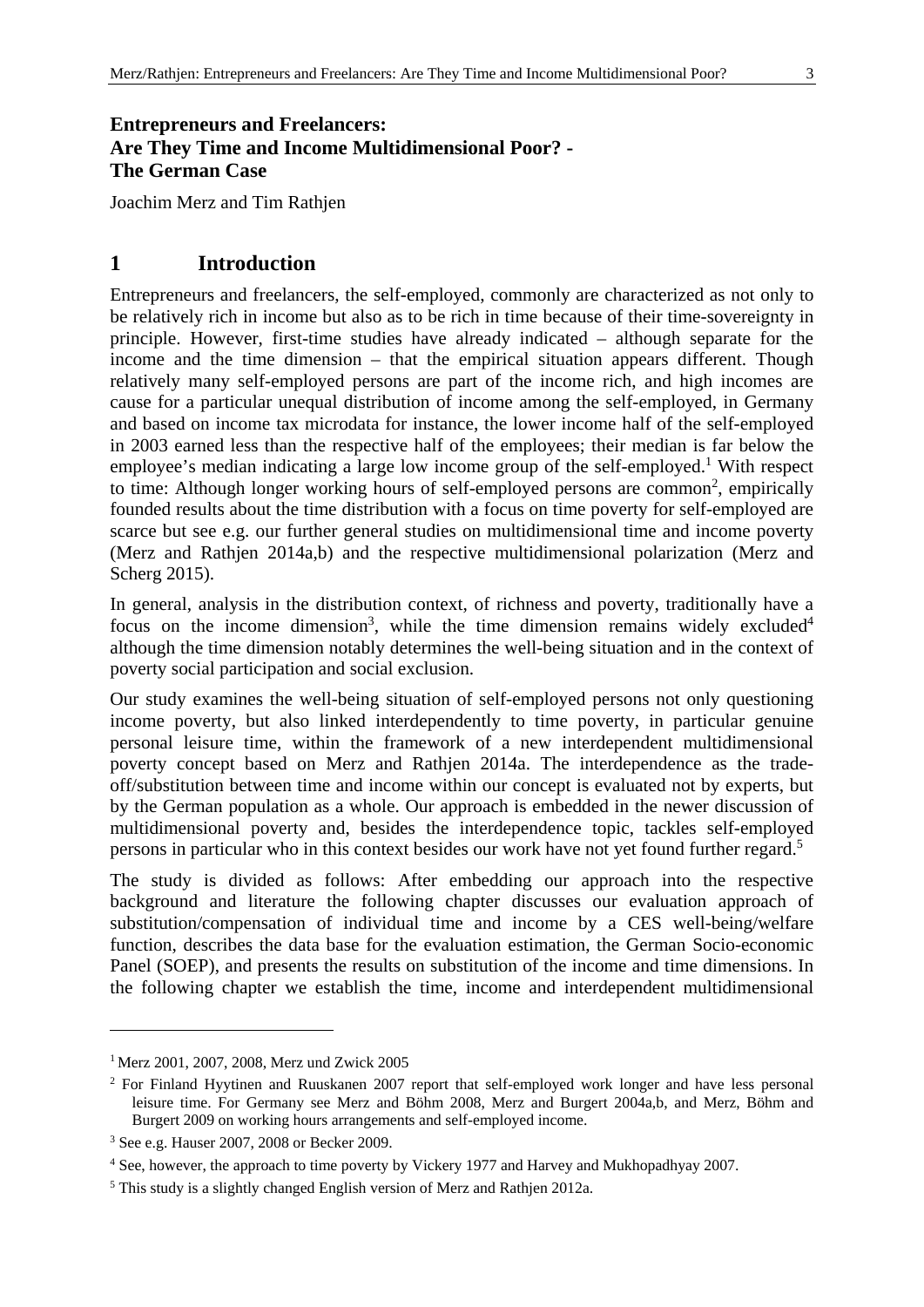## Entrepreneurs and Freelancers: Are They Time and Income Multidimensional Poor? - The German Case

Joachim Merz and Tim Rathjen

# 1 Introduction

Entrepreneurs and freelancers, the self-employed, commonly are characterized as not only to be relatively rich in income but also as to be rich in time because of their time-sovereignty in principle. However, first-time studies have already indicated – although separate for the income and the time dimension – that the empirical situation appears different. Though relatively many self-employed persons are part of the income rich, and high incomes are cause for a particular unequal distribution of income among the self-employed, in Germany and based on income tax microdata for instance, the lower income half of the self-employed in 2003 earned less than the respective half of the employees; their median is far below the employee's median indicating a large low income group of the self-employed.[1] With respect to time: Although longer working hours of self-employed persons are common[2], empirically founded results about the time distribution with a focus on time poverty for self-employed are scarce but see e.g. our further general studies on multidimensional time and income poverty (Merz and Rathjen 2014a,b) and the respective multidimensional polarization (Merz and Scherg 2015).

In general, analysis in the distribution context, of richness and poverty, traditionally have a focus on the income dimension[3], while the time dimension remains widely excluded[4] although the time dimension notably determines the well-being situation and in the context of poverty social participation and social exclusion.

Our study examines the well-being situation of self-employed persons not only questioning income poverty, but also linked interdependently to time poverty, in particular genuine personal leisure time, within the framework of a new interdependent multidimensional poverty concept based on Merz and Rathjen 2014a. The interdependence as the trade-off/substitution between time and income within our concept is evaluated not by experts, but by the German population as a whole. Our approach is embedded in the newer discussion of multidimensional poverty and, besides the interdependence topic, tackles self-employed persons in particular who in this context besides our work have not yet found further regard.[5]

The study is divided as follows: After embedding our approach into the respective background and literature the following chapter discusses our evaluation approach of substitution/compensation of individual time and income by a CES well-being/welfare function, describes the data base for the evaluation estimation, the German Socio-economic Panel (SOEP), and presents the results on substitution of the income and time dimensions. In the following chapter we establish the time, income and interdependent multidimensional

---

[1] Merz 2001, 2007, 2008, Merz und Zwick 2005

[2] For Finland Hyytinen and Ruuskanen 2007 report that self-employed work longer and have less personal leisure time. For Germany see Merz and Böhm 2008, Merz and Burgert 2004a,b, and Merz, Böhm and Burgert 2009 on working hours arrangements and self-employed income.

[3] See e.g. Hauser 2007, 2008 or Becker 2009.

[4] See, however, the approach to time poverty by Vickery 1977 and Harvey and Mukhopadhyay 2007.

[5] This study is a slightly changed English version of Merz and Rathjen 2012a.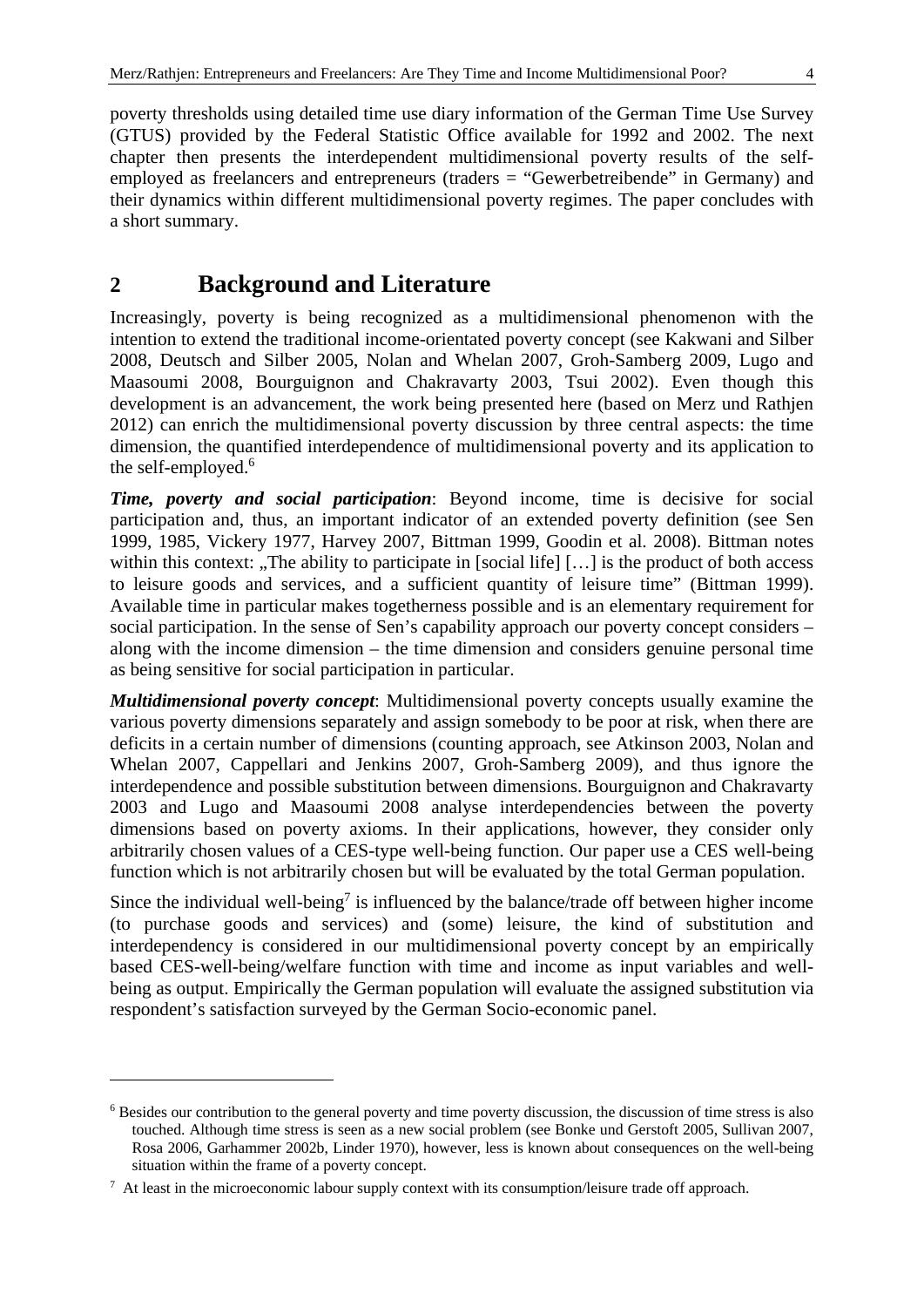poverty thresholds using detailed time use diary information of the German Time Use Survey (GTUS) provided by the Federal Statistic Office available for 1992 and 2002. The next chapter then presents the interdependent multidimensional poverty results of the self-employed as freelancers and entrepreneurs (traders = "Gewerbetreibende" in Germany) and their dynamics within different multidimensional poverty regimes. The paper concludes with a short summary.

# 2 Background and Literature

Increasingly, poverty is being recognized as a multidimensional phenomenon with the intention to extend the traditional income-orientated poverty concept (see Kakwani and Silber 2008, Deutsch and Silber 2005, Nolan and Whelan 2007, Groh-Samberg 2009, Lugo and Maasoumi 2008, Bourguignon and Chakravarty 2003, Tsui 2002). Even though this development is an advancement, the work being presented here (based on Merz und Rathjen 2012) can enrich the multidimensional poverty discussion by three central aspects: the time dimension, the quantified interdependence of multidimensional poverty and its application to the self-employed.[6]

***Time, poverty and social participation***: Beyond income, time is decisive for social participation and, thus, an important indicator of an extended poverty definition (see Sen 1999, 1985, Vickery 1977, Harvey 2007, Bittman 1999, Goodin et al. 2008). Bittman notes within this context: „The ability to participate in [social life] […] is the product of both access to leisure goods and services, and a sufficient quantity of leisure time" (Bittman 1999). Available time in particular makes togetherness possible and is an elementary requirement for social participation. In the sense of Sen's capability approach our poverty concept considers – along with the income dimension – the time dimension and considers genuine personal time as being sensitive for social participation in particular.

***Multidimensional poverty concept***: Multidimensional poverty concepts usually examine the various poverty dimensions separately and assign somebody to be poor at risk, when there are deficits in a certain number of dimensions (counting approach, see Atkinson 2003, Nolan and Whelan 2007, Cappellari and Jenkins 2007, Groh-Samberg 2009), and thus ignore the interdependence and possible substitution between dimensions. Bourguignon and Chakravarty 2003 and Lugo and Maasoumi 2008 analyse interdependencies between the poverty dimensions based on poverty axioms. In their applications, however, they consider only arbitrarily chosen values of a CES-type well-being function. Our paper use a CES well-being function which is not arbitrarily chosen but will be evaluated by the total German population.

Since the individual well-being[7] is influenced by the balance/trade off between higher income (to purchase goods and services) and (some) leisure, the kind of substitution and interdependency is considered in our multidimensional poverty concept by an empirically based CES-well-being/welfare function with time and income as input variables and well-being as output. Empirically the German population will evaluate the assigned substitution via respondent's satisfaction surveyed by the German Socio-economic panel.

---

[6] Besides our contribution to the general poverty and time poverty discussion, the discussion of time stress is also touched. Although time stress is seen as a new social problem (see Bonke und Gerstoft 2005, Sullivan 2007, Rosa 2006, Garhammer 2002b, Linder 1970), however, less is known about consequences on the well-being situation within the frame of a poverty concept.

[7] At least in the microeconomic labour supply context with its consumption/leisure trade off approach.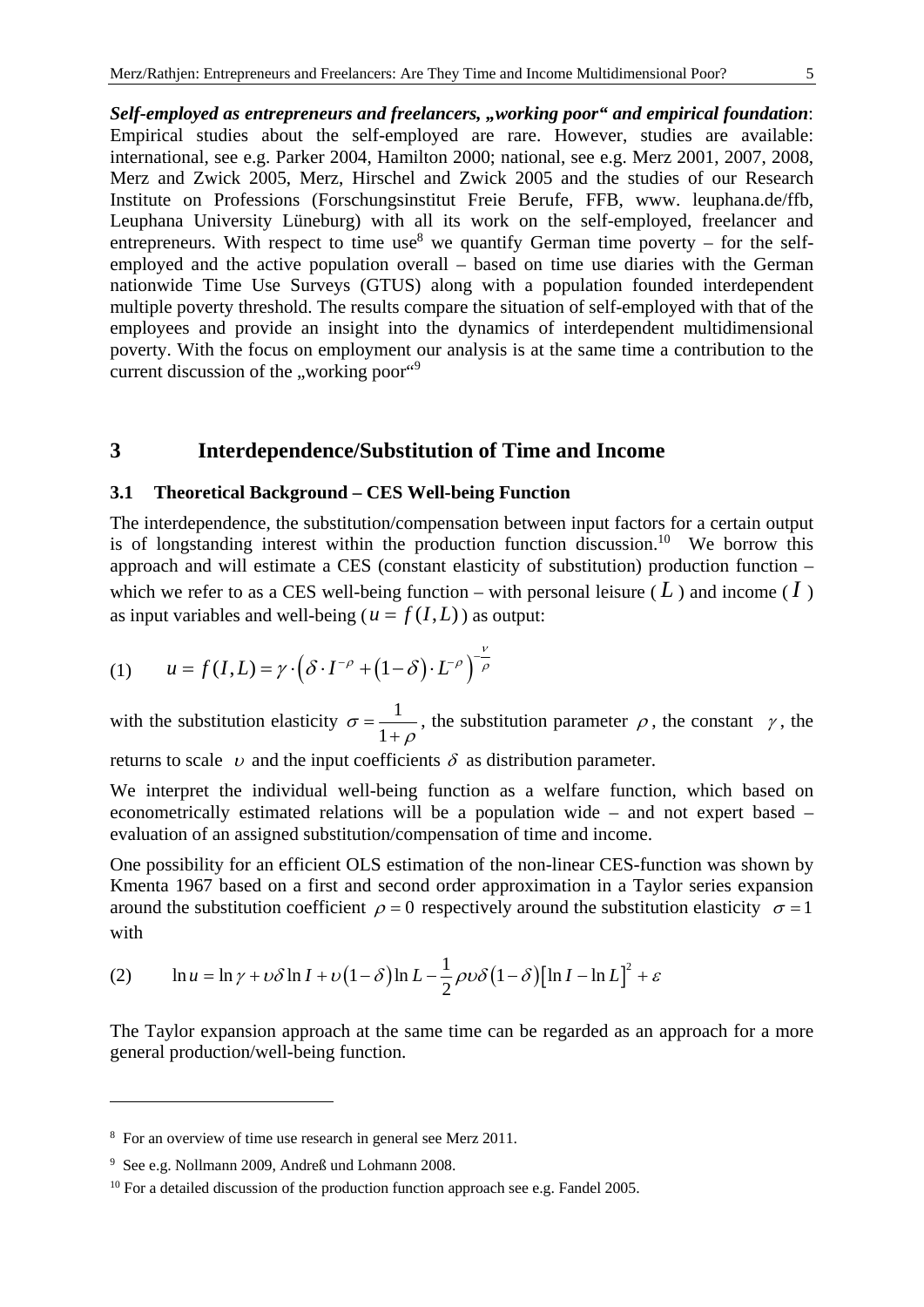***Self-employed as entrepreneurs and freelancers, „working poor" and empirical foundation***: Empirical studies about the self-employed are rare. However, studies are available: international, see e.g. Parker 2004, Hamilton 2000; national, see e.g. Merz 2001, 2007, 2008, Merz and Zwick 2005, Merz, Hirschel and Zwick 2005 and the studies of our Research Institute on Professions (Forschungsinstitut Freie Berufe, FFB, www. leuphana.de/ffb, Leuphana University Lüneburg) with all its work on the self-employed, freelancer and entrepreneurs. With respect to time use[8] we quantify German time poverty – for the self-employed and the active population overall – based on time use diaries with the German nationwide Time Use Surveys (GTUS) along with a population founded interdependent multiple poverty threshold. The results compare the situation of self-employed with that of the employees and provide an insight into the dynamics of interdependent multidimensional poverty. With the focus on employment our analysis is at the same time a contribution to the current discussion of the „working poor"[9]

# 3 Interdependence/Substitution of Time and Income

## 3.1 Theoretical Background – CES Well-being Function

The interdependence, the substitution/compensation between input factors for a certain output is of longstanding interest within the production function discussion.[10] We borrow this approach and will estimate a CES (constant elasticity of substitution) production function – which we refer to as a CES well-being function – with personal leisure ($L$) and income ($I$) as input variables and well-being ($u = f(I,L)$) as output:

$$(1) \qquad u = f(I,L) = \gamma \cdot \left( \delta \cdot I^{-\rho} + (1-\delta) \cdot L^{-\rho} \right)^{-\frac{\nu}{\rho}}$$

with the substitution elasticity $\sigma = \dfrac{1}{1+\rho}$, the substitution parameter $\rho$, the constant $\gamma$, the returns to scale $\upsilon$ and the input coefficients $\delta$ as distribution parameter.

We interpret the individual well-being function as a welfare function, which based on econometrically estimated relations will be a population wide – and not expert based – evaluation of an assigned substitution/compensation of time and income.

One possibility for an efficient OLS estimation of the non-linear CES-function was shown by Kmenta 1967 based on a first and second order approximation in a Taylor series expansion around the substitution coefficient $\rho = 0$ respectively around the substitution elasticity $\sigma = 1$ with

$$(2) \qquad \ln u = \ln \gamma + \upsilon \delta \ln I + \upsilon (1-\delta) \ln L - \frac{1}{2} \rho \upsilon \delta (1-\delta) [\ln I - \ln L]^2 + \varepsilon$$

The Taylor expansion approach at the same time can be regarded as an approach for a more general production/well-being function.

---

[8] For an overview of time use research in general see Merz 2011.

[9] See e.g. Nollmann 2009, Andreß und Lohmann 2008.

[10] For a detailed discussion of the production function approach see e.g. Fandel 2005.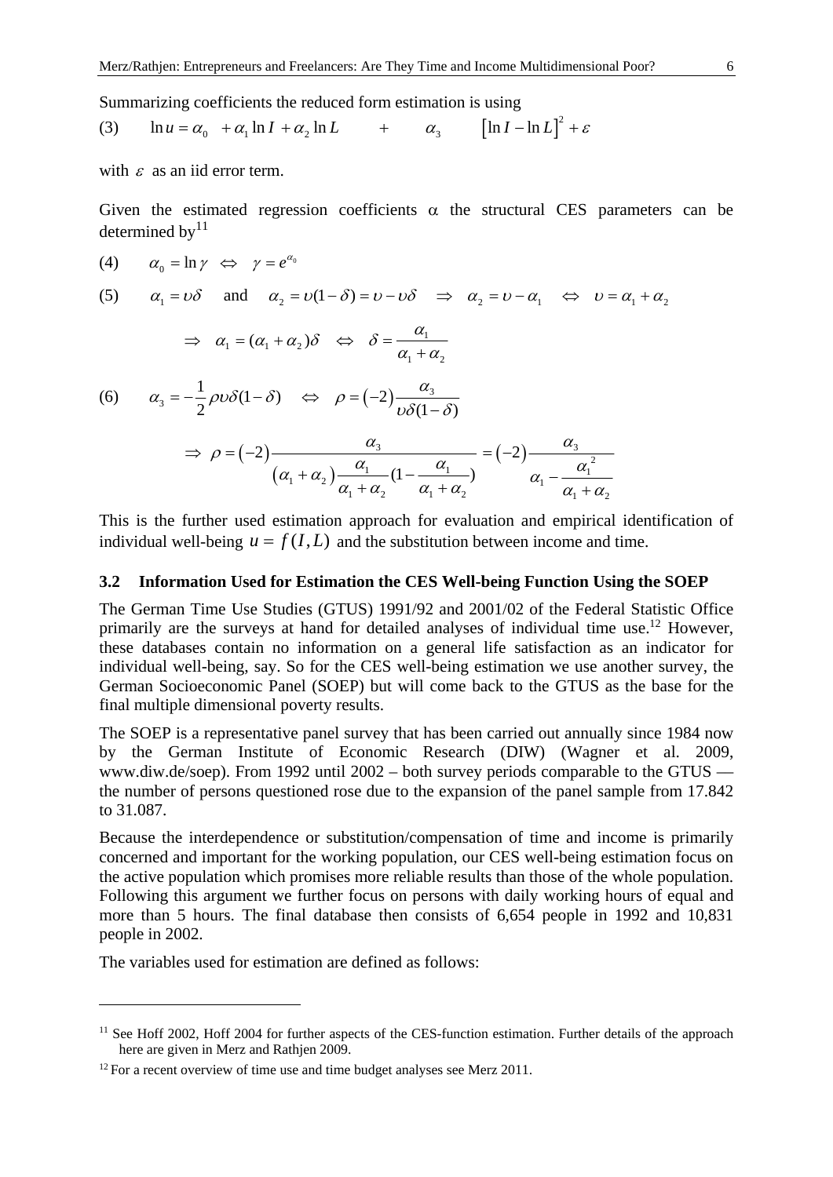Summarizing coefficients the reduced form estimation is using

$$(3) \qquad \ln u = \alpha_0 + \alpha_1 \ln I + \alpha_2 \ln L \quad + \quad \alpha_3 \quad [\ln I - \ln L]^2 + \varepsilon$$

with $\varepsilon$ as an iid error term.

Given the estimated regression coefficients $\alpha$ the structural CES parameters can be determined by[11]

$$(4) \qquad \alpha_0 = \ln \gamma \quad \Leftrightarrow \quad \gamma = e^{\alpha_0}$$

$$(5) \qquad \alpha_1 = \upsilon\delta \quad \text{and} \quad \alpha_2 = \upsilon(1-\delta) = \upsilon - \upsilon\delta \quad \Rightarrow \quad \alpha_2 = \upsilon - \alpha_1 \quad \Leftrightarrow \quad \upsilon = \alpha_1 + \alpha_2$$

$$\Rightarrow \quad \alpha_1 = (\alpha_1 + \alpha_2)\delta \quad \Leftrightarrow \quad \delta = \frac{\alpha_1}{\alpha_1 + \alpha_2}$$

$$(6) \qquad \alpha_3 = -\frac{1}{2}\rho\upsilon\delta(1-\delta) \quad \Leftrightarrow \quad \rho = (-2)\frac{\alpha_3}{\upsilon\delta(1-\delta)}$$

$$\Rightarrow \quad \rho = (-2)\frac{\alpha_3}{(\alpha_1 + \alpha_2)\dfrac{\alpha_1}{\alpha_1 + \alpha_2}(1 - \dfrac{\alpha_1}{\alpha_1 + \alpha_2})} = (-2)\frac{\alpha_3}{\alpha_1 - \dfrac{\alpha_1^{\,2}}{\alpha_1 + \alpha_2}}$$

This is the further used estimation approach for evaluation and empirical identification of individual well-being $u = f(I, L)$ and the substitution between income and time.

### 3.2 Information Used for Estimation the CES Well-being Function Using the SOEP

The German Time Use Studies (GTUS) 1991/92 and 2001/02 of the Federal Statistic Office primarily are the surveys at hand for detailed analyses of individual time use.[12] However, these databases contain no information on a general life satisfaction as an indicator for individual well-being, say. So for the CES well-being estimation we use another survey, the German Socioeconomic Panel (SOEP) but will come back to the GTUS as the base for the final multiple dimensional poverty results.

The SOEP is a representative panel survey that has been carried out annually since 1984 now by the German Institute of Economic Research (DIW) (Wagner et al. 2009, www.diw.de/soep). From 1992 until 2002 – both survey periods comparable to the GTUS — the number of persons questioned rose due to the expansion of the panel sample from 17.842 to 31.087.

Because the interdependence or substitution/compensation of time and income is primarily concerned and important for the working population, our CES well-being estimation focus on the active population which promises more reliable results than those of the whole population. Following this argument we further focus on persons with daily working hours of equal and more than 5 hours. The final database then consists of 6,654 people in 1992 and 10,831 people in 2002.

The variables used for estimation are defined as follows:

---

[11] See Hoff 2002, Hoff 2004 for further aspects of the CES-function estimation. Further details of the approach here are given in Merz and Rathjen 2009.

[12] For a recent overview of time use and time budget analyses see Merz 2011.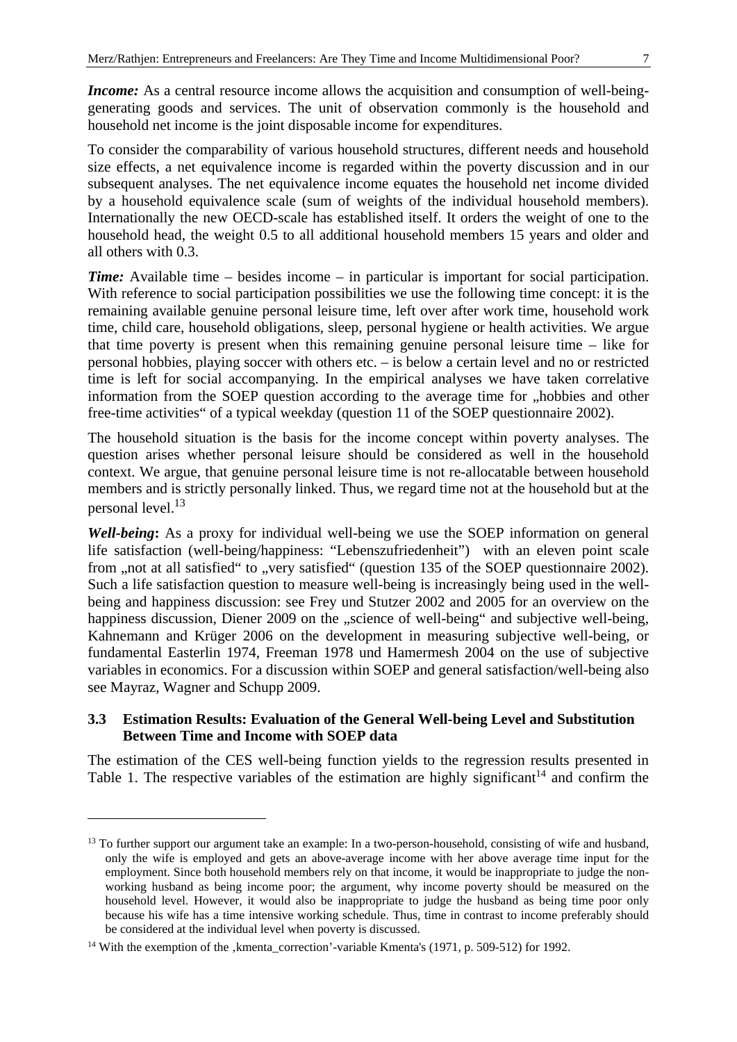***Income:*** As a central resource income allows the acquisition and consumption of well-being-generating goods and services. The unit of observation commonly is the household and household net income is the joint disposable income for expenditures.

To consider the comparability of various household structures, different needs and household size effects, a net equivalence income is regarded within the poverty discussion and in our subsequent analyses. The net equivalence income equates the household net income divided by a household equivalence scale (sum of weights of the individual household members). Internationally the new OECD-scale has established itself. It orders the weight of one to the household head, the weight 0.5 to all additional household members 15 years and older and all others with 0.3.

***Time:*** Available time – besides income – in particular is important for social participation. With reference to social participation possibilities we use the following time concept: it is the remaining available genuine personal leisure time, left over after work time, household work time, child care, household obligations, sleep, personal hygiene or health activities. We argue that time poverty is present when this remaining genuine personal leisure time – like for personal hobbies, playing soccer with others etc. – is below a certain level and no or restricted time is left for social accompanying. In the empirical analyses we have taken correlative information from the SOEP question according to the average time for „hobbies and other free-time activities" of a typical weekday (question 11 of the SOEP questionnaire 2002).

The household situation is the basis for the income concept within poverty analyses. The question arises whether personal leisure should be considered as well in the household context. We argue, that genuine personal leisure time is not re-allocatable between household members and is strictly personally linked. Thus, we regard time not at the household but at the personal level.[13]

***Well-being*:** As a proxy for individual well-being we use the SOEP information on general life satisfaction (well-being/happiness: "Lebenszufriedenheit") with an eleven point scale from „not at all satisfied" to „very satisfied" (question 135 of the SOEP questionnaire 2002). Such a life satisfaction question to measure well-being is increasingly being used in the well-being and happiness discussion: see Frey und Stutzer 2002 and 2005 for an overview on the happiness discussion, Diener 2009 on the „science of well-being" and subjective well-being, Kahnemann and Krüger 2006 on the development in measuring subjective well-being, or fundamental Easterlin 1974, Freeman 1978 und Hamermesh 2004 on the use of subjective variables in economics. For a discussion within SOEP and general satisfaction/well-being also see Mayraz, Wagner and Schupp 2009.

### 3.3 Estimation Results: Evaluation of the General Well-being Level and Substitution Between Time and Income with SOEP data

The estimation of the CES well-being function yields to the regression results presented in Table 1. The respective variables of the estimation are highly significant[14] and confirm the

---

[13] To further support our argument take an example: In a two-person-household, consisting of wife and husband, only the wife is employed and gets an above-average income with her above average time input for the employment. Since both household members rely on that income, it would be inappropriate to judge the non-working husband as being income poor; the argument, why income poverty should be measured on the household level. However, it would also be inappropriate to judge the husband as being time poor only because his wife has a time intensive working schedule. Thus, time in contrast to income preferably should be considered at the individual level when poverty is discussed.

[14] With the exemption of the ‚kmenta_correction'-variable Kmenta's (1971, p. 509-512) for 1992.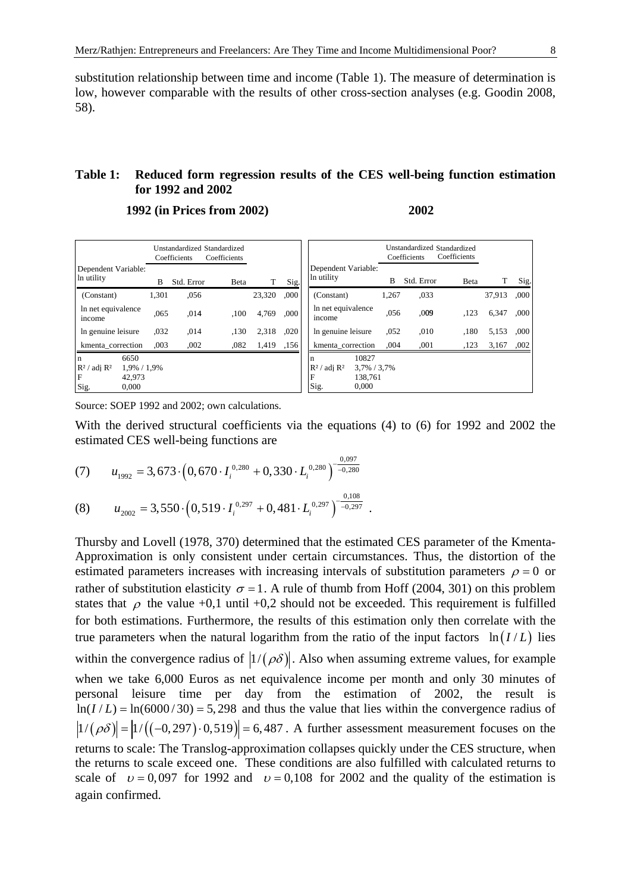substitution relationship between time and income (Table 1). The measure of determination is low, however comparable with the results of other cross-section analyses (e.g. Goodin 2008, 58).

**Table 1: Reduced form regression results of the CES well-being function estimation for 1992 and 2002**

**1992 (in Prices from 2002)**

| Dependent Variable: ln utility | Unstandardized Coefficients B | Unstandardized Coefficients Std. Error | Standardized Coefficients Beta | T | Sig. |
|---|---|---|---|---|---|
| (Constant) | 1,301 | ,056 | | 23,320 | ,000 |
| ln net equivalence income | ,065 | ,014 | ,100 | 4,769 | ,000 |
| ln genuine leisure | ,032 | ,014 | ,130 | 2,318 | ,020 |
| kmenta_correction | ,003 | ,002 | ,082 | 1,419 | ,156 |
| n 6650 | | | | | |
| $R^2$ / adj $R^2$ 1,9% / 1,9% | | | | | |
| F 42,973 | | | | | |
| Sig. 0,000 | | | | | |

**2002**

| Dependent Variable: ln utility | Unstandardized Coefficients B | Unstandardized Coefficients Std. Error | Standardized Coefficients Beta | T | Sig. |
|---|---|---|---|---|---|
| (Constant) | 1,267 | ,033 | | 37,913 | ,000 |
| ln net equivalence income | ,056 | ,009 | ,123 | 6,347 | ,000 |
| ln genuine leisure | ,052 | ,010 | ,180 | 5,153 | ,000 |
| kmenta_correction | ,004 | ,001 | ,123 | 3,167 | ,002 |
| n 10827 | | | | | |
| $R^2$ / adj $R^2$ 3,7% / 3,7% | | | | | |
| F 138,761 | | | | | |
| Sig. 0,000 | | | | | |

Source: SOEP 1992 and 2002; own calculations.

With the derived structural coefficients via the equations (4) to (6) for 1992 and 2002 the estimated CES well-being functions are

$$(7) \qquad u_{1992} = 3,673 \cdot \left(0,670 \cdot I_i^{\,0,280} + 0,330 \cdot L_i^{\,0,280}\right)^{-\frac{0,097}{-0,280}}$$

$$(8) \qquad u_{2002} = 3,550 \cdot \left(0,519 \cdot I_i^{\,0,297} + 0,481 \cdot L_i^{\,0,297}\right)^{-\frac{0,108}{-0,297}} .$$

Thursby and Lovell (1978, 370) determined that the estimated CES parameter of the Kmenta-Approximation is only consistent under certain circumstances. Thus, the distortion of the estimated parameters increases with increasing intervals of substitution parameters $\rho = 0$ or rather of substitution elasticity $\sigma = 1$. A rule of thumb from Hoff (2004, 301) on this problem states that $\rho$ the value +0,1 until +0,2 should not be exceeded. This requirement is fulfilled for both estimations. Furthermore, the results of this estimation only then correlate with the true parameters when the natural logarithm from the ratio of the input factors $\ln(I/L)$ lies within the convergence radius of $\left|1/(\rho\delta)\right|$. Also when assuming extreme values, for example when we take 6,000 Euros as net equivalence income per month and only 30 minutes of personal leisure time per day from the estimation of 2002, the result is $\ln(I/L) = \ln(6000/30) = 5,298$ and thus the value that lies within the convergence radius of $\left|1/(\rho\delta)\right| = \left|1/((-0,297)\cdot 0,519)\right| = 6,487$. A further assessment measurement focuses on the returns to scale: The Translog-approximation collapses quickly under the CES structure, when the returns to scale exceed one. These conditions are also fulfilled with calculated returns to scale of $\upsilon = 0,097$ for 1992 and $\upsilon = 0,108$ for 2002 and the quality of the estimation is again confirmed.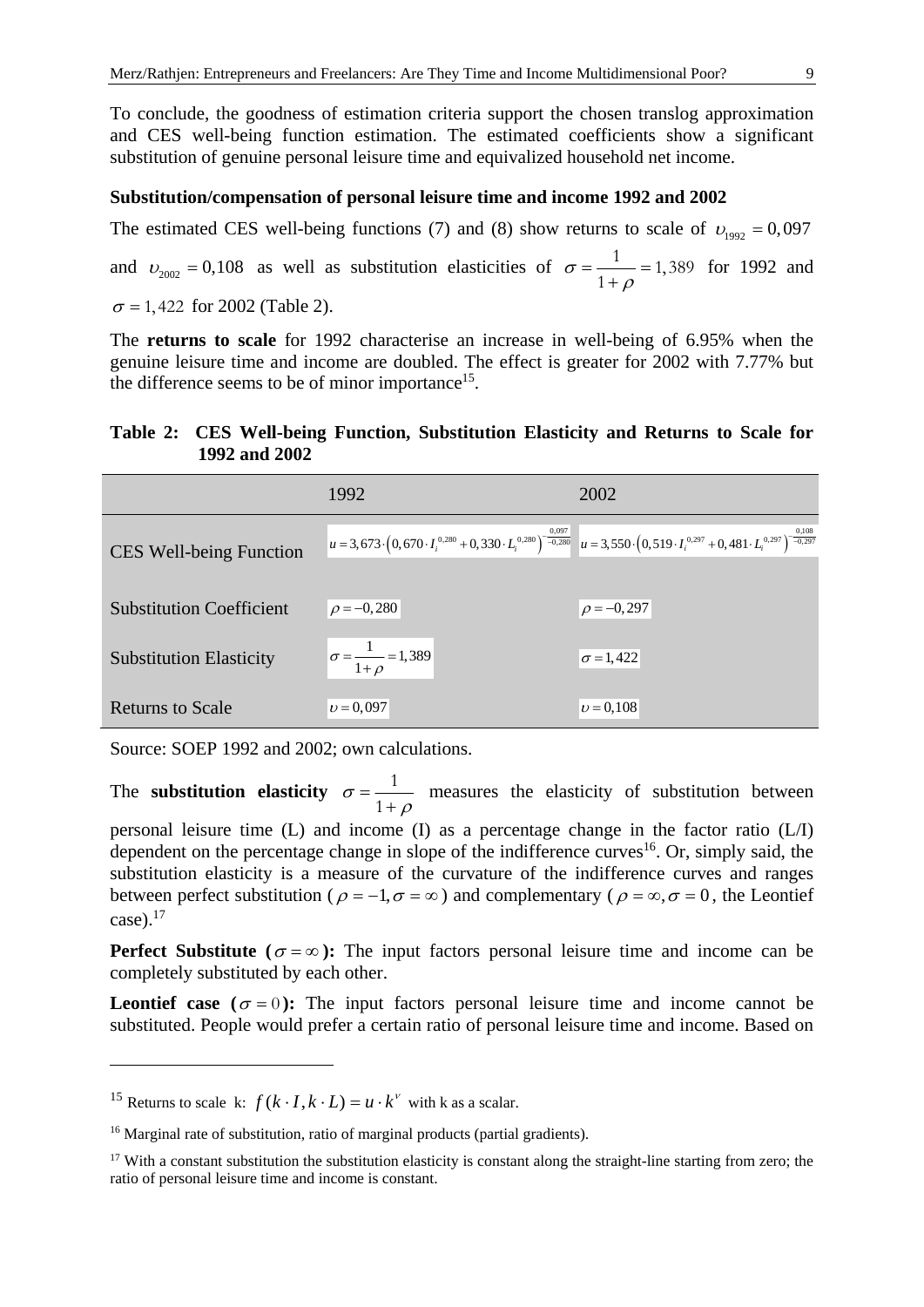To conclude, the goodness of estimation criteria support the chosen translog approximation and CES well-being function estimation. The estimated coefficients show a significant substitution of genuine personal leisure time and equivalized household net income.

**Substitution/compensation of personal leisure time and income 1992 and 2002**

The estimated CES well-being functions (7) and (8) show returns to scale of $\upsilon_{1992} = 0{,}097$ and $\upsilon_{2002} = 0{,}108$ as well as substitution elasticities of $\sigma = \frac{1}{1+\rho} = 1{,}389$ for 1992 and $\sigma = 1{,}422$ for 2002 (Table 2).

The **returns to scale** for 1992 characterise an increase in well-being of 6.95% when the genuine leisure time and income are doubled. The effect is greater for 2002 with 7.77% but the difference seems to be of minor importance[15].

**Table 2: CES Well-being Function, Substitution Elasticity and Returns to Scale for 1992 and 2002**

| | 1992 | 2002 |
|---|---|---|
| CES Well-being Function | $u = 3{,}673 \cdot \left(0{,}670 \cdot I_i^{0{,}280} + 0{,}330 \cdot L_i^{0{,}280}\right)^{\frac{0{,}097}{-0{,}280}}$ | $u = 3{,}550 \cdot \left(0{,}519 \cdot I_i^{0{,}297} + 0{,}481 \cdot L_i^{0{,}297}\right)^{\frac{0{,}108}{-0{,}297}}$ |
| Substitution Coefficient | $\rho = -0{,}280$ | $\rho = -0{,}297$ |
| Substitution Elasticity | $\sigma = \frac{1}{1+\rho} = 1{,}389$ | $\sigma = 1{,}422$ |
| Returns to Scale | $\upsilon = 0{,}097$ | $\upsilon = 0{,}108$ |

Source: SOEP 1992 and 2002; own calculations.

The **substitution elasticity** $\sigma = \frac{1}{1+\rho}$ measures the elasticity of substitution between personal leisure time (L) and income (I) as a percentage change in the factor ratio (L/I) dependent on the percentage change in slope of the indifference curves[16]. Or, simply said, the substitution elasticity is a measure of the curvature of the indifference curves and ranges between perfect substitution ($\rho = -1, \sigma = \infty$) and complementary ($\rho = \infty, \sigma = 0$, the Leontief case).[17]

**Perfect Substitute ($\sigma = \infty$):** The input factors personal leisure time and income can be completely substituted by each other.

**Leontief case ($\sigma = 0$):** The input factors personal leisure time and income cannot be substituted. People would prefer a certain ratio of personal leisure time and income. Based on

---

[15] Returns to scale k: $f(k \cdot I, k \cdot L) = u \cdot k^{\nu}$ with k as a scalar.

[16] Marginal rate of substitution, ratio of marginal products (partial gradients).

[17] With a constant substitution the substitution elasticity is constant along the straight-line starting from zero; the ratio of personal leisure time and income is constant.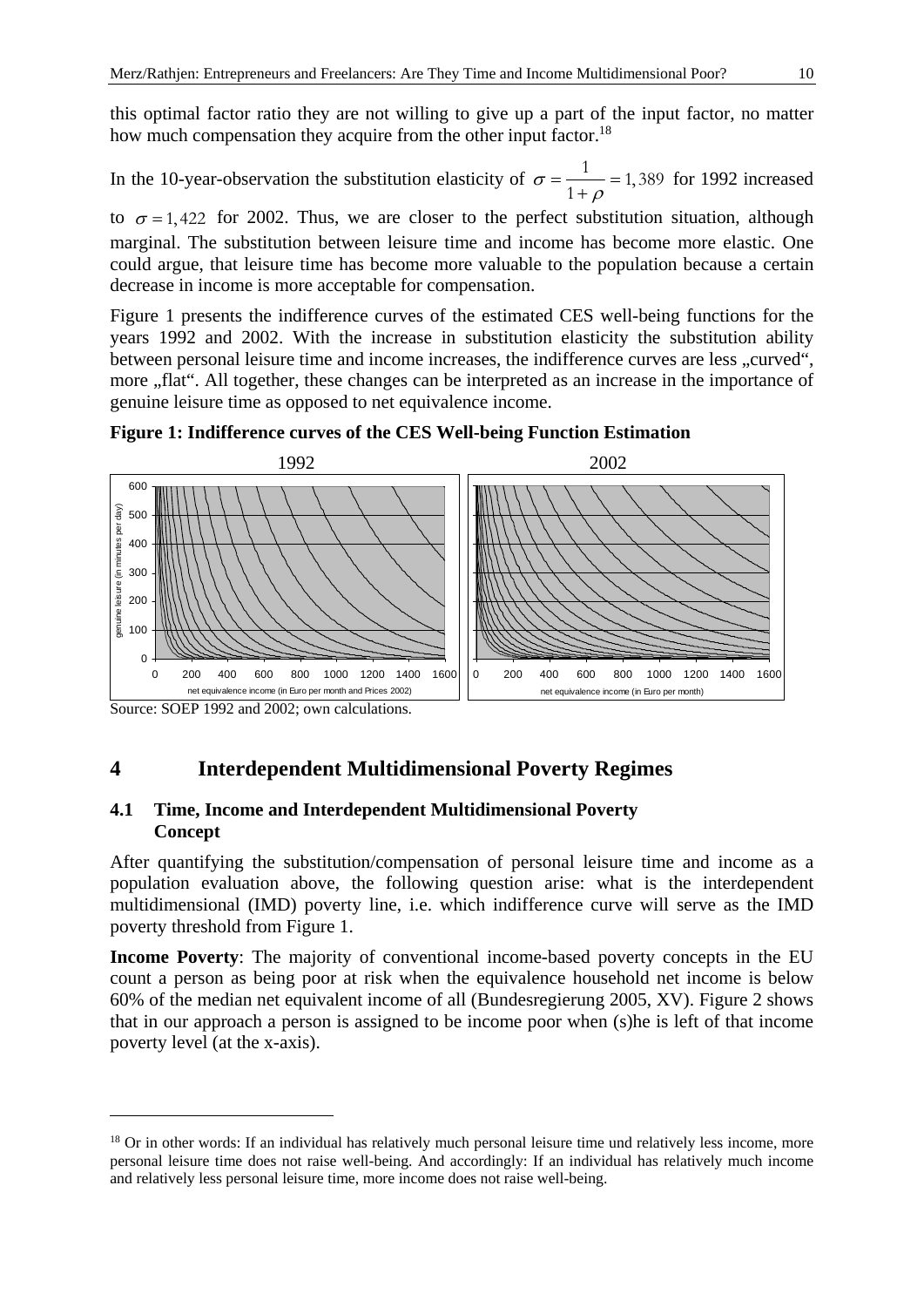this optimal factor ratio they are not willing to give up a part of the input factor, no matter how much compensation they acquire from the other input factor.[18]

In the 10-year-observation the substitution elasticity of $\sigma = \frac{1}{1+\rho} = 1,389$ for 1992 increased to $\sigma = 1,422$ for 2002. Thus, we are closer to the perfect substitution situation, although marginal. The substitution between leisure time and income has become more elastic. One could argue, that leisure time has become more valuable to the population because a certain decrease in income is more acceptable for compensation.

Figure 1 presents the indifference curves of the estimated CES well-being functions for the years 1992 and 2002. With the increase in substitution elasticity the substitution ability between personal leisure time and income increases, the indifference curves are less „curved", more „flat". All together, these changes can be interpreted as an increase in the importance of genuine leisure time as opposed to net equivalence income.

**Figure 1: Indifference curves of the CES Well-being Function Estimation**

Source: SOEP 1992 and 2002; own calculations.

# 4 Interdependent Multidimensional Poverty Regimes

## 4.1 Time, Income and Interdependent Multidimensional Poverty Concept

After quantifying the substitution/compensation of personal leisure time and income as a population evaluation above, the following question arise: what is the interdependent multidimensional (IMD) poverty line, i.e. which indifference curve will serve as the IMD poverty threshold from Figure 1.

**Income Poverty**: The majority of conventional income-based poverty concepts in the EU count a person as being poor at risk when the equivalence household net income is below 60% of the median net equivalent income of all (Bundesregierung 2005, XV). Figure 2 shows that in our approach a person is assigned to be income poor when (s)he is left of that income poverty level (at the x-axis).

[18] Or in other words: If an individual has relatively much personal leisure time und relatively less income, more personal leisure time does not raise well-being. And accordingly: If an individual has relatively much income and relatively less personal leisure time, more income does not raise well-being.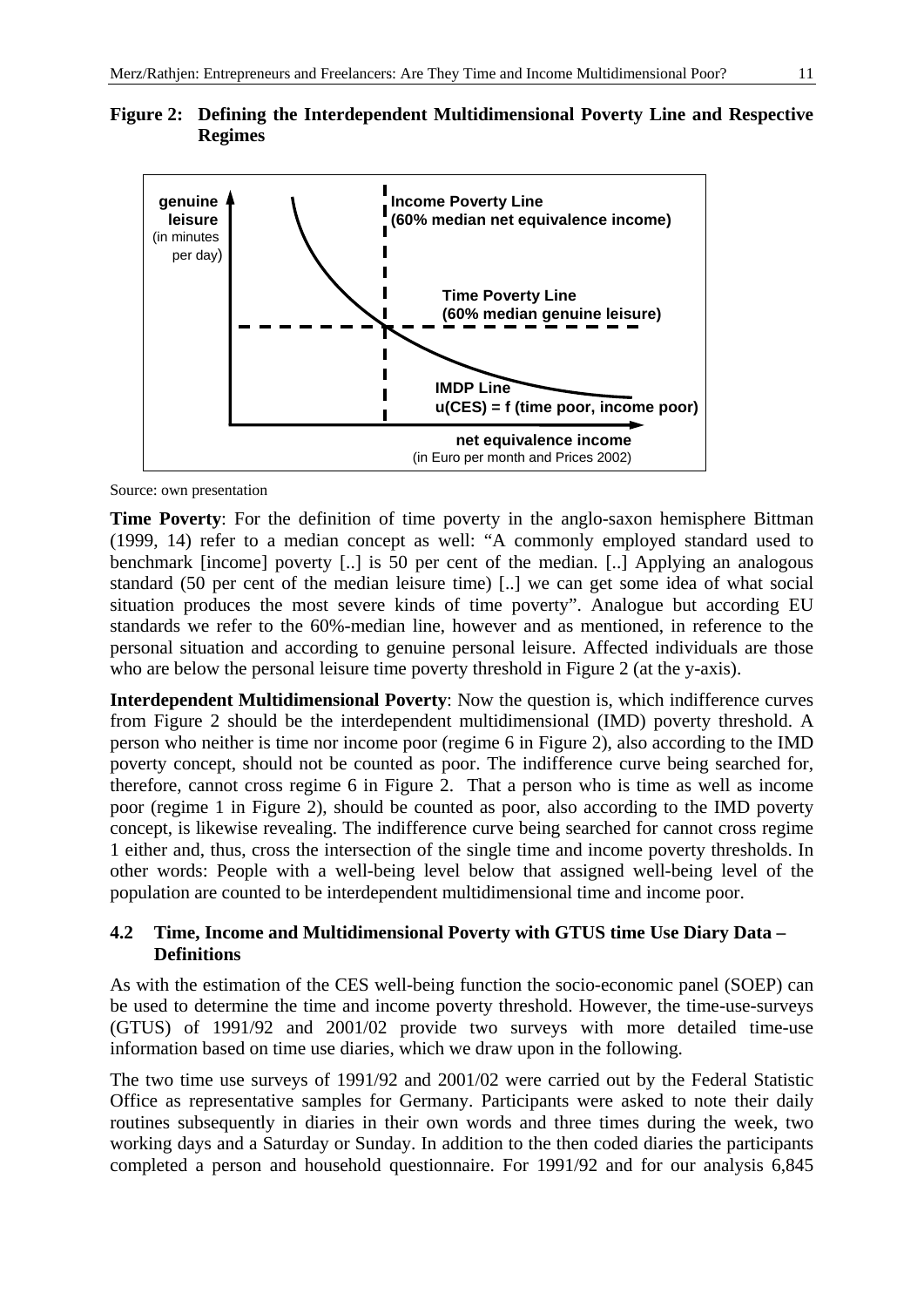**Figure 2: Defining the Interdependent Multidimensional Poverty Line and Respective Regimes**

genuine leisure (in minutes per day)

Income Poverty Line (60% median net equivalence income)

Time Poverty Line (60% median genuine leisure)

IMDP Line u(CES) = f (time poor, income poor)

net equivalence income (in Euro per month and Prices 2002)

Source: own presentation

**Time Poverty**: For the definition of time poverty in the anglo-saxon hemisphere Bittman (1999, 14) refer to a median concept as well: "A commonly employed standard used to benchmark [income] poverty [..] is 50 per cent of the median. [..] Applying an analogous standard (50 per cent of the median leisure time) [..] we can get some idea of what social situation produces the most severe kinds of time poverty". Analogue but according EU standards we refer to the 60%-median line, however and as mentioned, in reference to the personal situation and according to genuine personal leisure. Affected individuals are those who are below the personal leisure time poverty threshold in Figure 2 (at the y-axis).

**Interdependent Multidimensional Poverty**: Now the question is, which indifference curves from Figure 2 should be the interdependent multidimensional (IMD) poverty threshold. A person who neither is time nor income poor (regime 6 in Figure 2), also according to the IMD poverty concept, should not be counted as poor. The indifference curve being searched for, therefore, cannot cross regime 6 in Figure 2. That a person who is time as well as income poor (regime 1 in Figure 2), should be counted as poor, also according to the IMD poverty concept, is likewise revealing. The indifference curve being searched for cannot cross regime 1 either and, thus, cross the intersection of the single time and income poverty thresholds. In other words: People with a well-being level below that assigned well-being level of the population are counted to be interdependent multidimensional time and income poor.

## 4.2 Time, Income and Multidimensional Poverty with GTUS time Use Diary Data – Definitions

As with the estimation of the CES well-being function the socio-economic panel (SOEP) can be used to determine the time and income poverty threshold. However, the time-use-surveys (GTUS) of 1991/92 and 2001/02 provide two surveys with more detailed time-use information based on time use diaries, which we draw upon in the following.

The two time use surveys of 1991/92 and 2001/02 were carried out by the Federal Statistic Office as representative samples for Germany. Participants were asked to note their daily routines subsequently in diaries in their own words and three times during the week, two working days and a Saturday or Sunday. In addition to the then coded diaries the participants completed a person and household questionnaire. For 1991/92 and for our analysis 6,845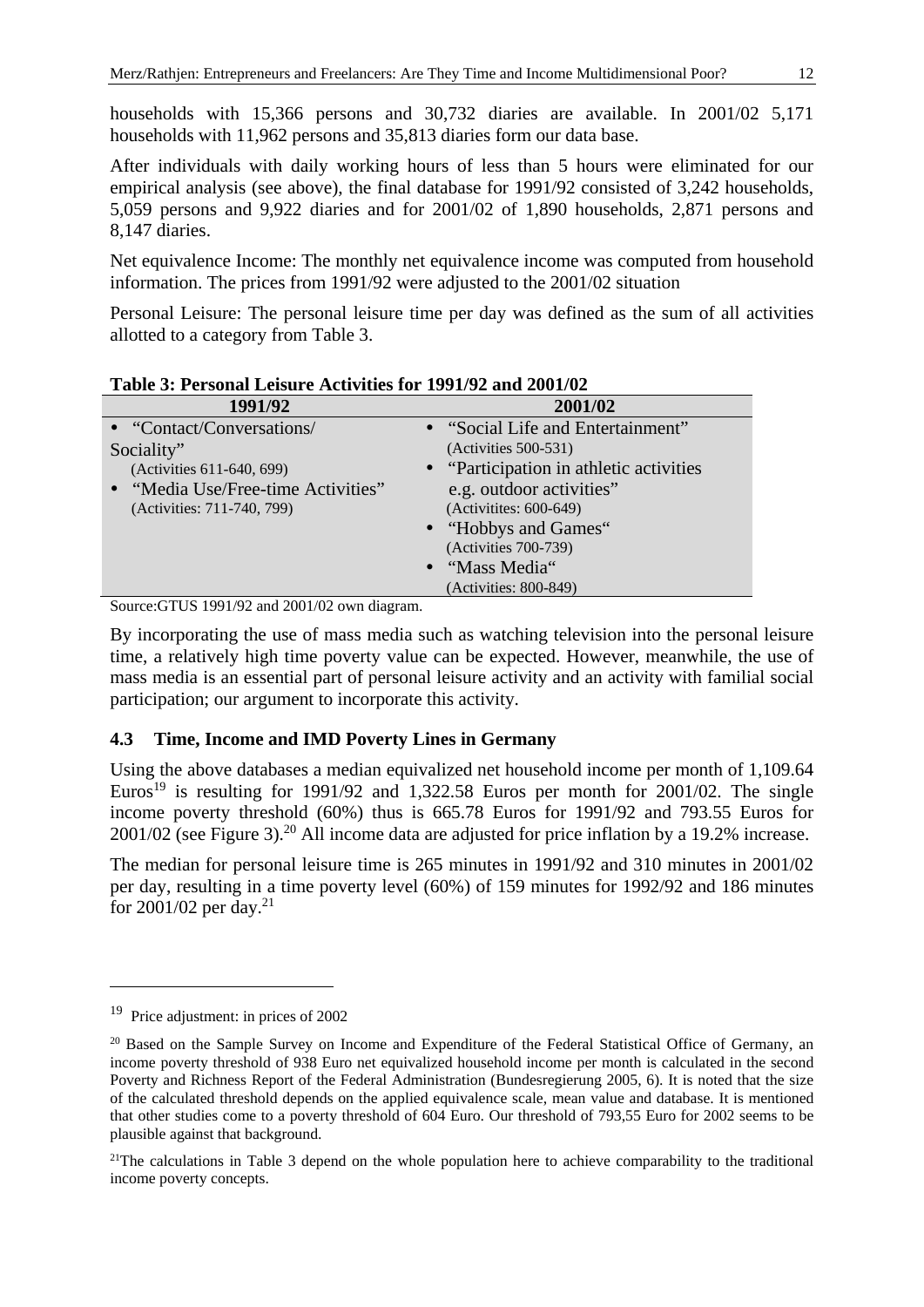households with 15,366 persons and 30,732 diaries are available. In 2001/02 5,171 households with 11,962 persons and 35,813 diaries form our data base.

After individuals with daily working hours of less than 5 hours were eliminated for our empirical analysis (see above), the final database for 1991/92 consisted of 3,242 households, 5,059 persons and 9,922 diaries and for 2001/02 of 1,890 households, 2,871 persons and 8,147 diaries.

Net equivalence Income: The monthly net equivalence income was computed from household information. The prices from 1991/92 were adjusted to the 2001/02 situation

Personal Leisure: The personal leisure time per day was defined as the sum of all activities allotted to a category from Table 3.

**Table 3: Personal Leisure Activities for 1991/92 and 2001/02**

| 1991/92 | 2001/02 |
|---|---|
| • "Contact/Conversations/ Sociality" (Activities 611-640, 699)<br>• "Media Use/Free-time Activities" (Activities: 711-740, 799) | • "Social Life and Entertainment" (Activities 500-531)<br>• "Participation in athletic activities e.g. outdoor activities" (Activitites: 600-649)<br>• "Hobbys and Games" (Activities 700-739)<br>• "Mass Media" (Activities: 800-849) |

Source:GTUS 1991/92 and 2001/02 own diagram.

By incorporating the use of mass media such as watching television into the personal leisure time, a relatively high time poverty value can be expected. However, meanwhile, the use of mass media is an essential part of personal leisure activity and an activity with familial social participation; our argument to incorporate this activity.

### 4.3 Time, Income and IMD Poverty Lines in Germany

Using the above databases a median equivalized net household income per month of 1,109.64 Euros[19] is resulting for 1991/92 and 1,322.58 Euros per month for 2001/02. The single income poverty threshold (60%) thus is 665.78 Euros for 1991/92 and 793.55 Euros for 2001/02 (see Figure 3).[20] All income data are adjusted for price inflation by a 19.2% increase.

The median for personal leisure time is 265 minutes in 1991/92 and 310 minutes in 2001/02 per day, resulting in a time poverty level (60%) of 159 minutes for 1992/92 and 186 minutes for 2001/02 per day.[21]

---

[19] Price adjustment: in prices of 2002

[20] Based on the Sample Survey on Income and Expenditure of the Federal Statistical Office of Germany, an income poverty threshold of 938 Euro net equivalized household income per month is calculated in the second Poverty and Richness Report of the Federal Administration (Bundesregierung 2005, 6). It is noted that the size of the calculated threshold depends on the applied equivalence scale, mean value and database. It is mentioned that other studies come to a poverty threshold of 604 Euro. Our threshold of 793,55 Euro for 2002 seems to be plausible against that background.

[21] The calculations in Table 3 depend on the whole population here to achieve comparability to the traditional income poverty concepts.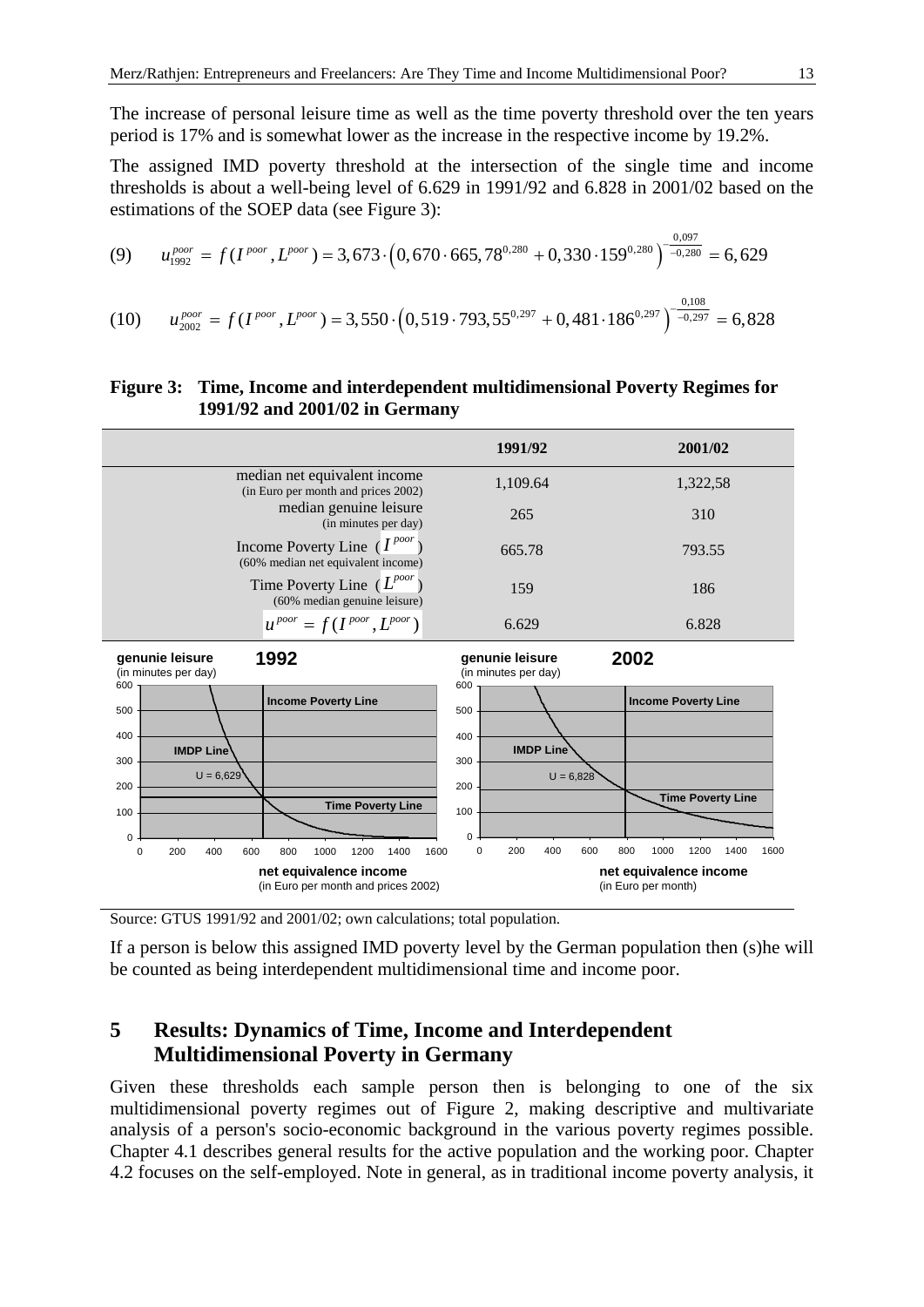The increase of personal leisure time as well as the time poverty threshold over the ten years period is 17% and is somewhat lower as the increase in the respective income by 19.2%.

The assigned IMD poverty threshold at the intersection of the single time and income thresholds is about a well-being level of 6.629 in 1991/92 and 6.828 in 2001/02 based on the estimations of the SOEP data (see Figure 3):

$$(9) \qquad u_{1992}^{poor} = f(I^{poor}, L^{poor}) = 3{,}673 \cdot \left(0{,}670 \cdot 665{,}78^{0{,}280} + 0{,}330 \cdot 159^{0{,}280}\right)^{-\frac{0{,}097}{-0{,}280}} = 6{,}629$$

$$(10) \qquad u_{2002}^{poor} = f(I^{poor}, L^{poor}) = 3{,}550 \cdot \left(0{,}519 \cdot 793{,}55^{0{,}297} + 0{,}481 \cdot 186^{0{,}297}\right)^{-\frac{0{,}108}{-0{,}297}} = 6{,}828$$

**Figure 3: Time, Income and interdependent multidimensional Poverty Regimes for 1991/92 and 2001/02 in Germany**

| | 1991/92 | 2001/02 |
|---|---|---|
| median net equivalent income (in Euro per month and prices 2002) | 1,109.64 | 1,322,58 |
| median genuine leisure (in minutes per day) | 265 | 310 |
| Income Poverty Line ($I^{poor}$) (60% median net equivalent income) | 665.78 | 793.55 |
| Time Poverty Line ($L^{poor}$) (60% median genuine leisure) | 159 | 186 |
| $u^{poor} = f(I^{poor}, L^{poor})$ | 6.629 | 6.828 |

Source: GTUS 1991/92 and 2001/02; own calculations; total population.

If a person is below this assigned IMD poverty level by the German population then (s)he will be counted as being interdependent multidimensional time and income poor.

## 5 Results: Dynamics of Time, Income and Interdependent Multidimensional Poverty in Germany

Given these thresholds each sample person then is belonging to one of the six multidimensional poverty regimes out of Figure 2, making descriptive and multivariate analysis of a person's socio-economic background in the various poverty regimes possible. Chapter 4.1 describes general results for the active population and the working poor. Chapter 4.2 focuses on the self-employed. Note in general, as in traditional income poverty analysis, it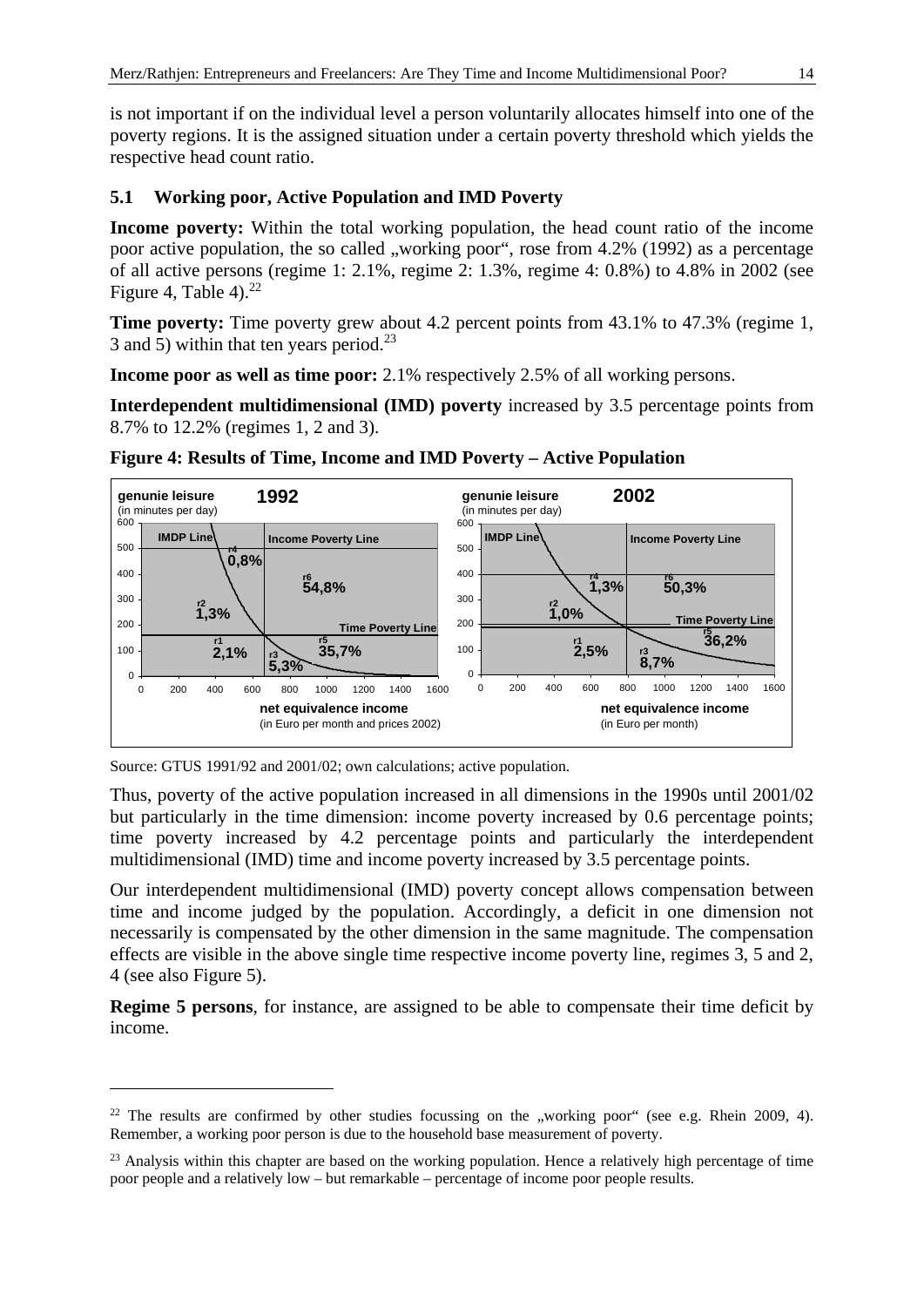is not important if on the individual level a person voluntarily allocates himself into one of the poverty regions. It is the assigned situation under a certain poverty threshold which yields the respective head count ratio.

## 5.1 Working poor, Active Population and IMD Poverty

**Income poverty:** Within the total working population, the head count ratio of the income poor active population, the so called „working poor", rose from 4.2% (1992) as a percentage of all active persons (regime 1: 2.1%, regime 2: 1.3%, regime 4: 0.8%) to 4.8% in 2002 (see Figure 4, Table 4).[22]

**Time poverty:** Time poverty grew about 4.2 percent points from 43.1% to 47.3% (regime 1, 3 and 5) within that ten years period.[23]

**Income poor as well as time poor:** 2.1% respectively 2.5% of all working persons.

**Interdependent multidimensional (IMD) poverty** increased by 3.5 percentage points from 8.7% to 12.2% (regimes 1, 2 and 3).

**Figure 4: Results of Time, Income and IMD Poverty – Active Population**

Source: GTUS 1991/92 and 2001/02; own calculations; active population.

Thus, poverty of the active population increased in all dimensions in the 1990s until 2001/02 but particularly in the time dimension: income poverty increased by 0.6 percentage points; time poverty increased by 4.2 percentage points and particularly the interdependent multidimensional (IMD) time and income poverty increased by 3.5 percentage points.

Our interdependent multidimensional (IMD) poverty concept allows compensation between time and income judged by the population. Accordingly, a deficit in one dimension not necessarily is compensated by the other dimension in the same magnitude. The compensation effects are visible in the above single time respective income poverty line, regimes 3, 5 and 2, 4 (see also Figure 5).

**Regime 5 persons**, for instance, are assigned to be able to compensate their time deficit by income.

[22] The results are confirmed by other studies focussing on the „working poor" (see e.g. Rhein 2009, 4). Remember, a working poor person is due to the household base measurement of poverty.

[23] Analysis within this chapter are based on the working population. Hence a relatively high percentage of time poor people and a relatively low – but remarkable – percentage of income poor people results.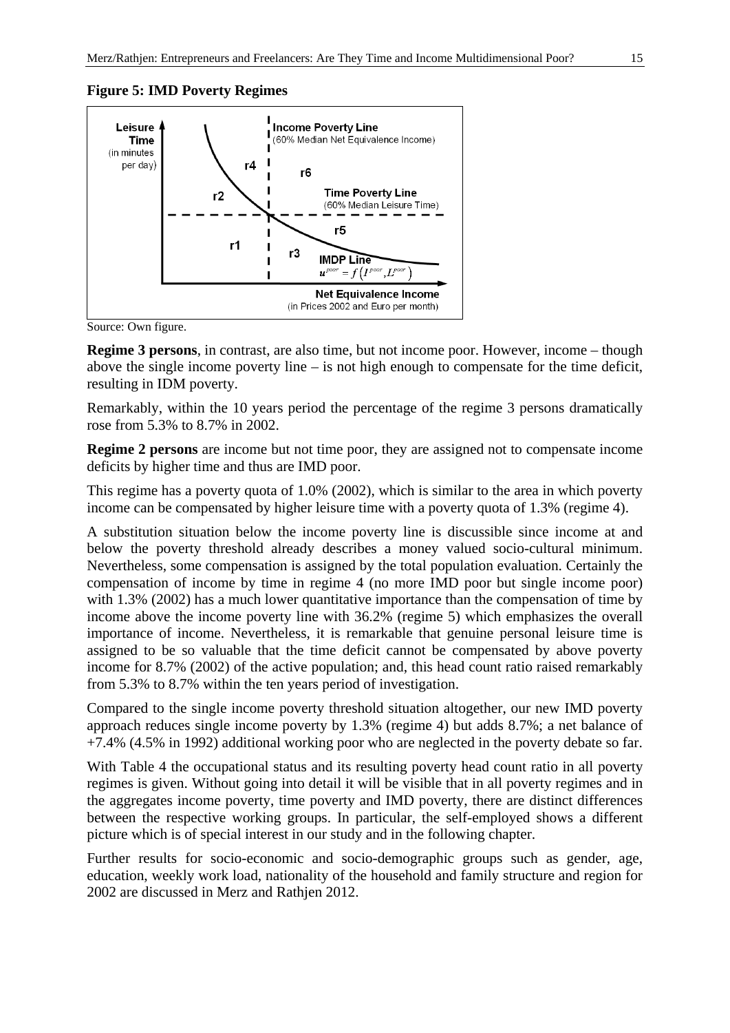**Figure 5: IMD Poverty Regimes**

Source: Own figure.

**Regime 3 persons**, in contrast, are also time, but not income poor. However, income – though above the single income poverty line – is not high enough to compensate for the time deficit, resulting in IDM poverty.

Remarkably, within the 10 years period the percentage of the regime 3 persons dramatically rose from 5.3% to 8.7% in 2002.

**Regime 2 persons** are income but not time poor, they are assigned not to compensate income deficits by higher time and thus are IMD poor.

This regime has a poverty quota of 1.0% (2002), which is similar to the area in which poverty income can be compensated by higher leisure time with a poverty quota of 1.3% (regime 4).

A substitution situation below the income poverty line is discussible since income at and below the poverty threshold already describes a money valued socio-cultural minimum. Nevertheless, some compensation is assigned by the total population evaluation. Certainly the compensation of income by time in regime 4 (no more IMD poor but single income poor) with 1.3% (2002) has a much lower quantitative importance than the compensation of time by income above the income poverty line with 36.2% (regime 5) which emphasizes the overall importance of income. Nevertheless, it is remarkable that genuine personal leisure time is assigned to be so valuable that the time deficit cannot be compensated by above poverty income for 8.7% (2002) of the active population; and, this head count ratio raised remarkably from 5.3% to 8.7% within the ten years period of investigation.

Compared to the single income poverty threshold situation altogether, our new IMD poverty approach reduces single income poverty by 1.3% (regime 4) but adds 8.7%; a net balance of +7.4% (4.5% in 1992) additional working poor who are neglected in the poverty debate so far.

With Table 4 the occupational status and its resulting poverty head count ratio in all poverty regimes is given. Without going into detail it will be visible that in all poverty regimes and in the aggregates income poverty, time poverty and IMD poverty, there are distinct differences between the respective working groups. In particular, the self-employed shows a different picture which is of special interest in our study and in the following chapter.

Further results for socio-economic and socio-demographic groups such as gender, age, education, weekly work load, nationality of the household and family structure and region for 2002 are discussed in Merz and Rathjen 2012.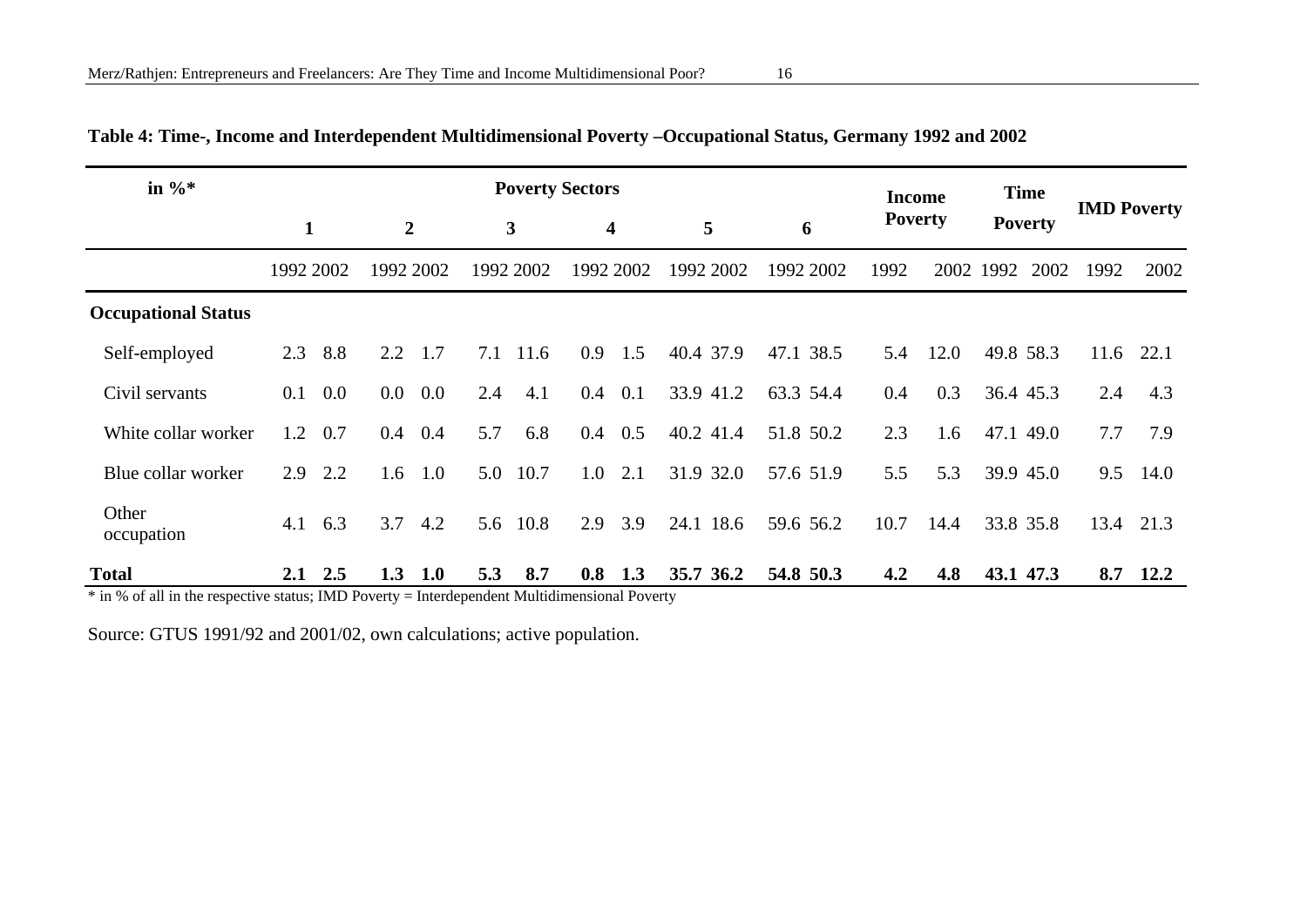**Table 4: Time-, Income and Interdependent Multidimensional Poverty –Occupational Status, Germany 1992 and 2002**

| in %* | Poverty Sectors | | | | | | | | | | | | Income Poverty | | Time Poverty | | IMD Poverty | |
|---|---|---|---|---|---|---|---|---|---|---|---|---|---|---|---|---|---|---|
| | 1 | | 2 | | 3 | | 4 | | 5 | | 6 | | | | | | | |
| | 1992 | 2002 | 1992 | 2002 | 1992 | 2002 | 1992 | 2002 | 1992 | 2002 | 1992 | 2002 | 1992 | 2002 | 1992 | 2002 | 1992 | 2002 |
| **Occupational Status** | | | | | | | | | | | | | | | | | | |
| Self-employed | 2.3 | 8.8 | 2.2 | 1.7 | 7.1 | 11.6 | 0.9 | 1.5 | 40.4 | 37.9 | 47.1 | 38.5 | 5.4 | 12.0 | 49.8 | 58.3 | 11.6 | 22.1 |
| Civil servants | 0.1 | 0.0 | 0.0 | 0.0 | 2.4 | 4.1 | 0.4 | 0.1 | 33.9 | 41.2 | 63.3 | 54.4 | 0.4 | 0.3 | 36.4 | 45.3 | 2.4 | 4.3 |
| White collar worker | 1.2 | 0.7 | 0.4 | 0.4 | 5.7 | 6.8 | 0.4 | 0.5 | 40.2 | 41.4 | 51.8 | 50.2 | 2.3 | 1.6 | 47.1 | 49.0 | 7.7 | 7.9 |
| Blue collar worker | 2.9 | 2.2 | 1.6 | 1.0 | 5.0 | 10.7 | 1.0 | 2.1 | 31.9 | 32.0 | 57.6 | 51.9 | 5.5 | 5.3 | 39.9 | 45.0 | 9.5 | 14.0 |
| Other occupation | 4.1 | 6.3 | 3.7 | 4.2 | 5.6 | 10.8 | 2.9 | 3.9 | 24.1 | 18.6 | 59.6 | 56.2 | 10.7 | 14.4 | 33.8 | 35.8 | 13.4 | 21.3 |
| **Total** | **2.1** | **2.5** | **1.3** | **1.0** | **5.3** | **8.7** | **0.8** | **1.3** | **35.7** | **36.2** | **54.8** | **50.3** | **4.2** | **4.8** | **43.1** | **47.3** | **8.7** | **12.2** |

* in % of all in the respective status; IMD Poverty = Interdependent Multidimensional Poverty

Source: GTUS 1991/92 and 2001/02, own calculations; active population.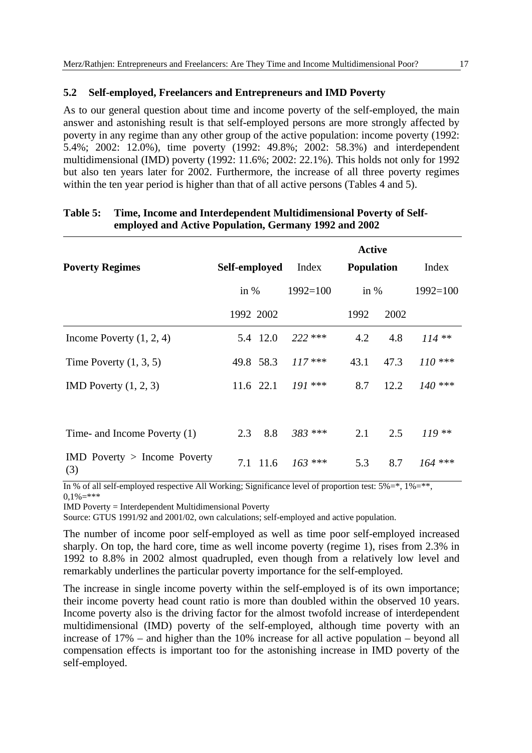### 5.2 Self-employed, Freelancers and Entrepreneurs and IMD Poverty

As to our general question about time and income poverty of the self-employed, the main answer and astonishing result is that self-employed persons are more strongly affected by poverty in any regime than any other group of the active population: income poverty (1992: 5.4%; 2002: 12.0%), time poverty (1992: 49.8%; 2002: 58.3%) and interdependent multidimensional (IMD) poverty (1992: 11.6%; 2002: 22.1%). This holds not only for 1992 but also ten years later for 2002. Furthermore, the increase of all three poverty regimes within the ten year period is higher than that of all active persons (Tables 4 and 5).

**Table 5: Time, Income and Interdependent Multidimensional Poverty of Self-employed and Active Population, Germany 1992 and 2002**

| Poverty Regimes | Self-employed | | Index | Active Population | | Index |
|---|---|---|---|---|---|---|
| | in % | | 1992=100 | in % | | 1992=100 |
| | 1992 | 2002 | | 1992 | 2002 | |
| Income Poverty (1, 2, 4) | 5.4 | 12.0 | *222* *** | 4.2 | 4.8 | *114* ** |
| Time Poverty (1, 3, 5) | 49.8 | 58.3 | *117* *** | 43.1 | 47.3 | *110* *** |
| IMD Poverty (1, 2, 3) | 11.6 | 22.1 | *191* *** | 8.7 | 12.2 | *140* *** |
| Time- and Income Poverty (1) | 2.3 | 8.8 | *383* *** | 2.1 | 2.5 | *119* ** |
| IMD Poverty > Income Poverty (3) | 7.1 | 11.6 | *163* *** | 5.3 | 8.7 | *164* *** |

In % of all self-employed respective All Working; Significance level of proportion test: 5%=*, 1%=**, 0,1%=***

IMD Poverty = Interdependent Multidimensional Poverty

Source: GTUS 1991/92 and 2001/02, own calculations; self-employed and active population.

The number of income poor self-employed as well as time poor self-employed increased sharply. On top, the hard core, time as well income poverty (regime 1), rises from 2.3% in 1992 to 8.8% in 2002 almost quadrupled, even though from a relatively low level and remarkably underlines the particular poverty importance for the self-employed.

The increase in single income poverty within the self-employed is of its own importance; their income poverty head count ratio is more than doubled within the observed 10 years. Income poverty also is the driving factor for the almost twofold increase of interdependent multidimensional (IMD) poverty of the self-employed, although time poverty with an increase of 17% – and higher than the 10% increase for all active population – beyond all compensation effects is important too for the astonishing increase in IMD poverty of the self-employed.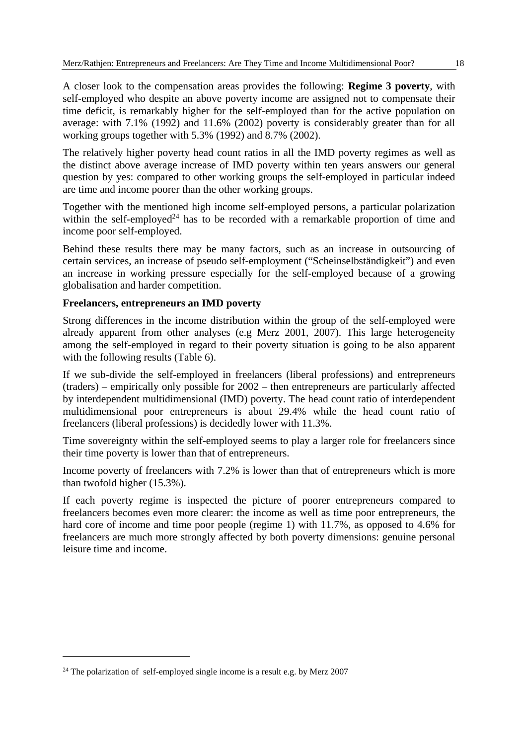A closer look to the compensation areas provides the following: **Regime 3 poverty**, with self-employed who despite an above poverty income are assigned not to compensate their time deficit, is remarkably higher for the self-employed than for the active population on average: with 7.1% (1992) and 11.6% (2002) poverty is considerably greater than for all working groups together with 5.3% (1992) and 8.7% (2002).

The relatively higher poverty head count ratios in all the IMD poverty regimes as well as the distinct above average increase of IMD poverty within ten years answers our general question by yes: compared to other working groups the self-employed in particular indeed are time and income poorer than the other working groups.

Together with the mentioned high income self-employed persons, a particular polarization within the self-employed[24] has to be recorded with a remarkable proportion of time and income poor self-employed.

Behind these results there may be many factors, such as an increase in outsourcing of certain services, an increase of pseudo self-employment ("Scheinselbständigkeit") and even an increase in working pressure especially for the self-employed because of a growing globalisation and harder competition.

**Freelancers, entrepreneurs an IMD poverty**

Strong differences in the income distribution within the group of the self-employed were already apparent from other analyses (e.g Merz 2001, 2007). This large heterogeneity among the self-employed in regard to their poverty situation is going to be also apparent with the following results (Table 6).

If we sub-divide the self-employed in freelancers (liberal professions) and entrepreneurs (traders) – empirically only possible for 2002 – then entrepreneurs are particularly affected by interdependent multidimensional (IMD) poverty. The head count ratio of interdependent multidimensional poor entrepreneurs is about 29.4% while the head count ratio of freelancers (liberal professions) is decidedly lower with 11.3%.

Time sovereignty within the self-employed seems to play a larger role for freelancers since their time poverty is lower than that of entrepreneurs.

Income poverty of freelancers with 7.2% is lower than that of entrepreneurs which is more than twofold higher (15.3%).

If each poverty regime is inspected the picture of poorer entrepreneurs compared to freelancers becomes even more clearer: the income as well as time poor entrepreneurs, the hard core of income and time poor people (regime 1) with 11.7%, as opposed to 4.6% for freelancers are much more strongly affected by both poverty dimensions: genuine personal leisure time and income.

[24] The polarization of self-employed single income is a result e.g. by Merz 2007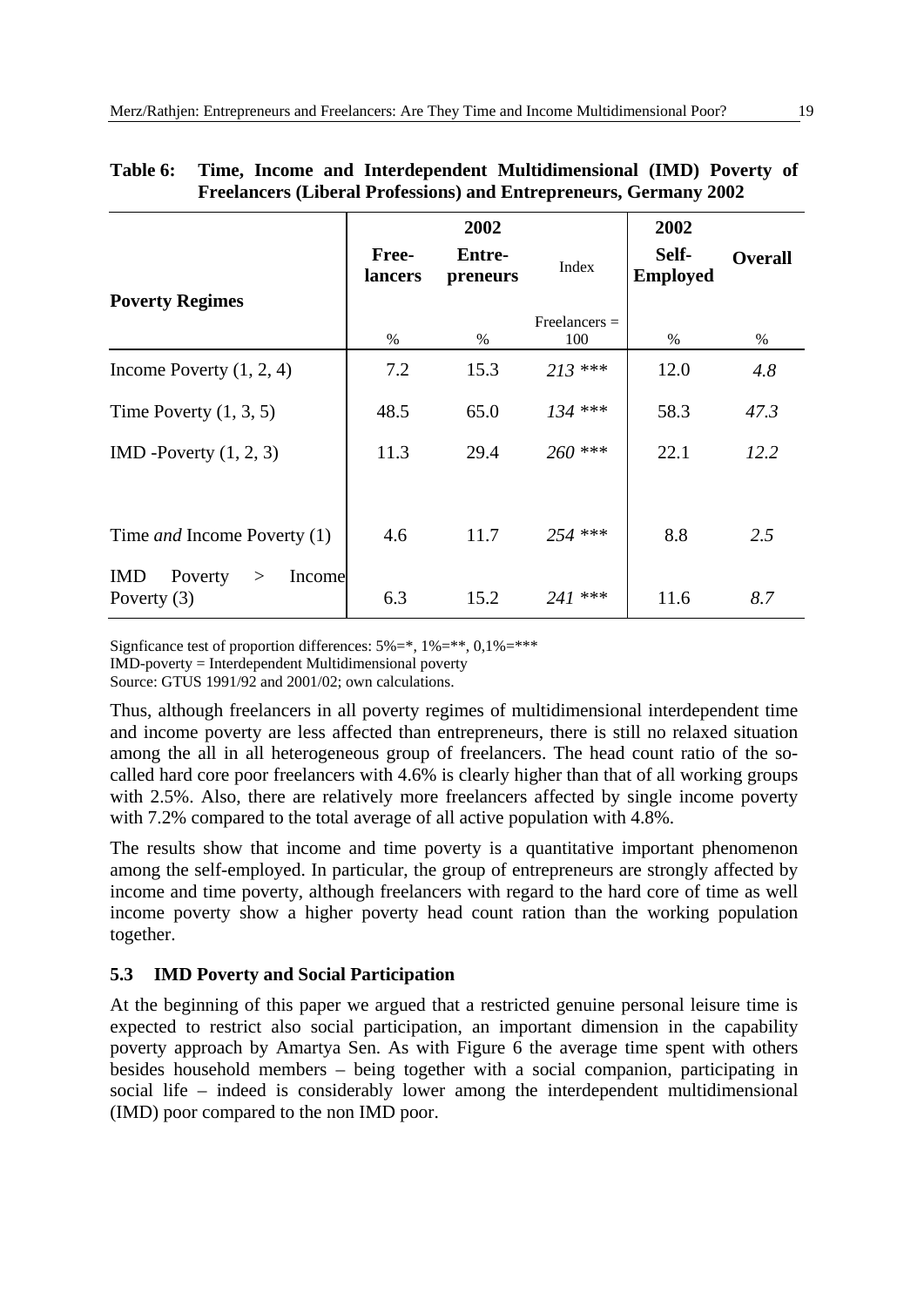**Table 6: Time, Income and Interdependent Multidimensional (IMD) Poverty of Freelancers (Liberal Professions) and Entrepreneurs, Germany 2002**

| Poverty Regimes | 2002 Free-lancers | 2002 Entre-preneurs | Index | 2002 Self-Employed | Overall |
|---|---|---|---|---|---|
| | % | % | Freelancers = 100 | % | % |
| Income Poverty (1, 2, 4) | 7.2 | 15.3 | *213* *** | 12.0 | *4.8* |
| Time Poverty (1, 3, 5) | 48.5 | 65.0 | *134* *** | 58.3 | *47.3* |
| IMD -Poverty (1, 2, 3) | 11.3 | 29.4 | *260* *** | 22.1 | *12.2* |
| Time *and* Income Poverty (1) | 4.6 | 11.7 | *254* *** | 8.8 | *2.5* |
| IMD Poverty > Income Poverty (3) | 6.3 | 15.2 | *241* *** | 11.6 | *8.7* |

Signficance test of proportion differences: 5%=*, 1%=**, 0,1%=***
IMD-poverty = Interdependent Multidimensional poverty
Source: GTUS 1991/92 and 2001/02; own calculations.

Thus, although freelancers in all poverty regimes of multidimensional interdependent time and income poverty are less affected than entrepreneurs, there is still no relaxed situation among the all in all heterogeneous group of freelancers. The head count ratio of the so-called hard core poor freelancers with 4.6% is clearly higher than that of all working groups with 2.5%. Also, there are relatively more freelancers affected by single income poverty with 7.2% compared to the total average of all active population with 4.8%.

The results show that income and time poverty is a quantitative important phenomenon among the self-employed. In particular, the group of entrepreneurs are strongly affected by income and time poverty, although freelancers with regard to the hard core of time as well income poverty show a higher poverty head count ration than the working population together.

### 5.3 IMD Poverty and Social Participation

At the beginning of this paper we argued that a restricted genuine personal leisure time is expected to restrict also social participation, an important dimension in the capability poverty approach by Amartya Sen. As with Figure 6 the average time spent with others besides household members – being together with a social companion, participating in social life – indeed is considerably lower among the interdependent multidimensional (IMD) poor compared to the non IMD poor.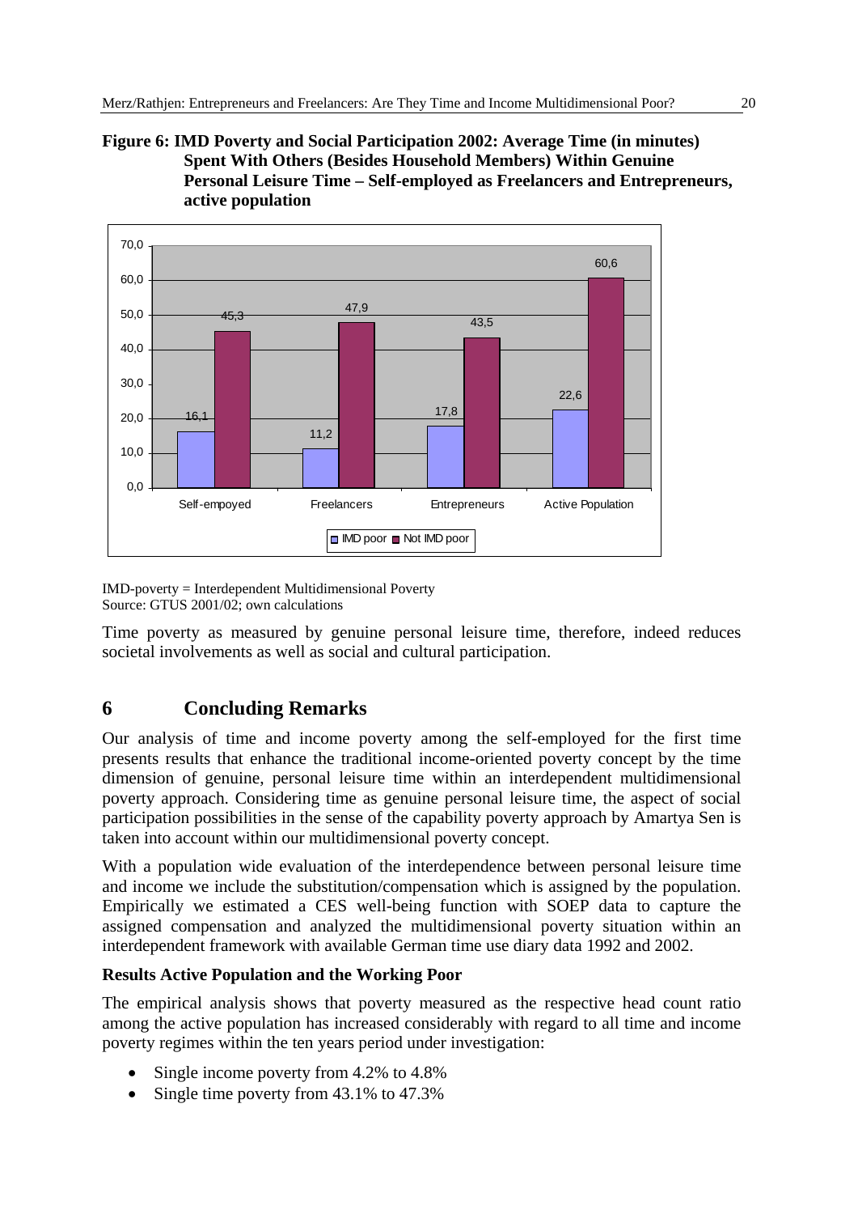**Figure 6: IMD Poverty and Social Participation 2002: Average Time (in minutes) Spent With Others (Besides Household Members) Within Genuine Personal Leisure Time – Self-employed as Freelancers and Entrepreneurs, active population**

| | Self-empoyed | Freelancers | Entrepreneurs | Active Population |
|---|---|---|---|---|
| IMD poor | 16,1 | 11,2 | 17,8 | 22,6 |
| Not IMD poor | 45,3 | 47,9 | 43,5 | 60,6 |

IMD-poverty = Interdependent Multidimensional Poverty
Source: GTUS 2001/02; own calculations

Time poverty as measured by genuine personal leisure time, therefore, indeed reduces societal involvements as well as social and cultural participation.

# 6 Concluding Remarks

Our analysis of time and income poverty among the self-employed for the first time presents results that enhance the traditional income-oriented poverty concept by the time dimension of genuine, personal leisure time within an interdependent multidimensional poverty approach. Considering time as genuine personal leisure time, the aspect of social participation possibilities in the sense of the capability poverty approach by Amartya Sen is taken into account within our multidimensional poverty concept.

With a population wide evaluation of the interdependence between personal leisure time and income we include the substitution/compensation which is assigned by the population. Empirically we estimated a CES well-being function with SOEP data to capture the assigned compensation and analyzed the multidimensional poverty situation within an interdependent framework with available German time use diary data 1992 and 2002.

**Results Active Population and the Working Poor**

The empirical analysis shows that poverty measured as the respective head count ratio among the active population has increased considerably with regard to all time and income poverty regimes within the ten years period under investigation:

- Single income poverty from 4.2% to 4.8%
- Single time poverty from 43.1% to 47.3%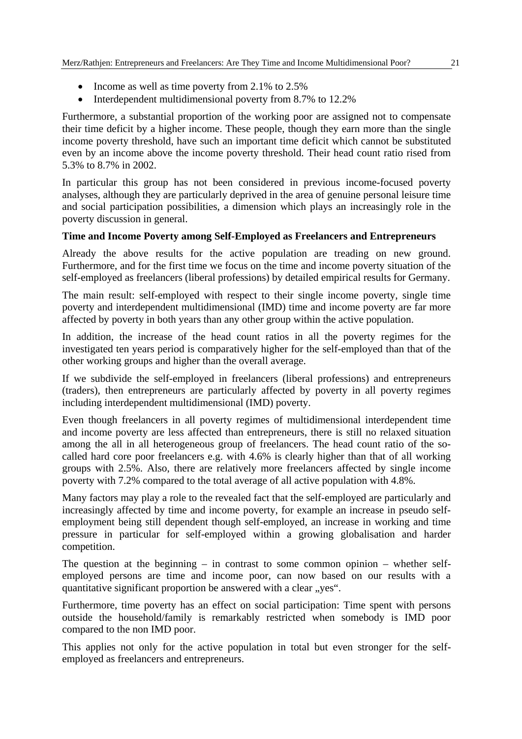- Income as well as time poverty from 2.1% to 2.5%
- Interdependent multidimensional poverty from 8.7% to 12.2%

Furthermore, a substantial proportion of the working poor are assigned not to compensate their time deficit by a higher income. These people, though they earn more than the single income poverty threshold, have such an important time deficit which cannot be substituted even by an income above the income poverty threshold. Their head count ratio rised from 5.3% to 8.7% in 2002.

In particular this group has not been considered in previous income-focused poverty analyses, although they are particularly deprived in the area of genuine personal leisure time and social participation possibilities, a dimension which plays an increasingly role in the poverty discussion in general.

**Time and Income Poverty among Self-Employed as Freelancers and Entrepreneurs**

Already the above results for the active population are treading on new ground. Furthermore, and for the first time we focus on the time and income poverty situation of the self-employed as freelancers (liberal professions) by detailed empirical results for Germany.

The main result: self-employed with respect to their single income poverty, single time poverty and interdependent multidimensional (IMD) time and income poverty are far more affected by poverty in both years than any other group within the active population.

In addition, the increase of the head count ratios in all the poverty regimes for the investigated ten years period is comparatively higher for the self-employed than that of the other working groups and higher than the overall average.

If we subdivide the self-employed in freelancers (liberal professions) and entrepreneurs (traders), then entrepreneurs are particularly affected by poverty in all poverty regimes including interdependent multidimensional (IMD) poverty.

Even though freelancers in all poverty regimes of multidimensional interdependent time and income poverty are less affected than entrepreneurs, there is still no relaxed situation among the all in all heterogeneous group of freelancers. The head count ratio of the so-called hard core poor freelancers e.g. with 4.6% is clearly higher than that of all working groups with 2.5%. Also, there are relatively more freelancers affected by single income poverty with 7.2% compared to the total average of all active population with 4.8%.

Many factors may play a role to the revealed fact that the self-employed are particularly and increasingly affected by time and income poverty, for example an increase in pseudo self-employment being still dependent though self-employed, an increase in working and time pressure in particular for self-employed within a growing globalisation and harder competition.

The question at the beginning – in contrast to some common opinion – whether self-employed persons are time and income poor, can now based on our results with a quantitative significant proportion be answered with a clear „yes“.

Furthermore, time poverty has an effect on social participation: Time spent with persons outside the household/family is remarkably restricted when somebody is IMD poor compared to the non IMD poor.

This applies not only for the active population in total but even stronger for the self-employed as freelancers and entrepreneurs.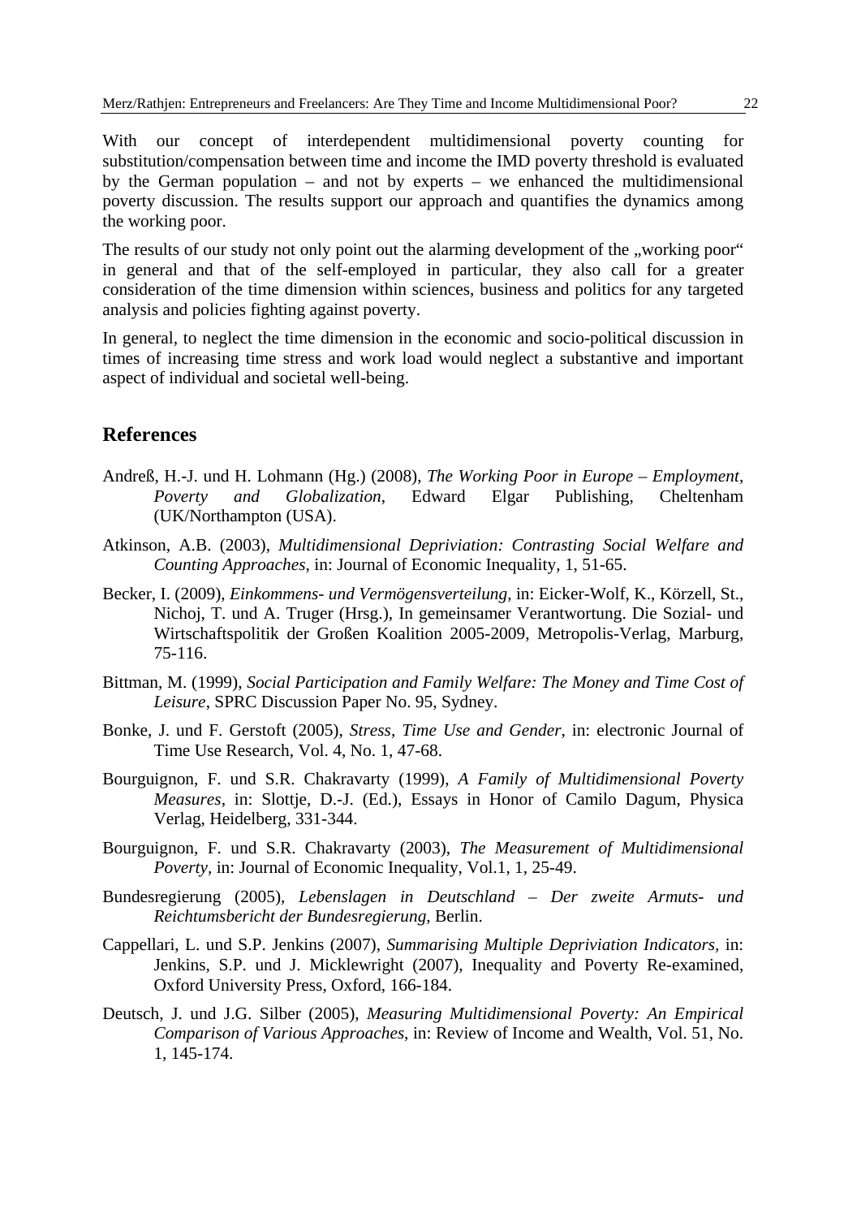With our concept of interdependent multidimensional poverty counting for substitution/compensation between time and income the IMD poverty threshold is evaluated by the German population – and not by experts – we enhanced the multidimensional poverty discussion. The results support our approach and quantifies the dynamics among the working poor.

The results of our study not only point out the alarming development of the „working poor" in general and that of the self-employed in particular, they also call for a greater consideration of the time dimension within sciences, business and politics for any targeted analysis and policies fighting against poverty.

In general, to neglect the time dimension in the economic and socio-political discussion in times of increasing time stress and work load would neglect a substantive and important aspect of individual and societal well-being.

## References

Andreß, H.-J. und H. Lohmann (Hg.) (2008), *The Working Poor in Europe – Employment, Poverty and Globalization*, Edward Elgar Publishing, Cheltenham (UK/Northampton (USA).

Atkinson, A.B. (2003), *Multidimensional Depriviation: Contrasting Social Welfare and Counting Approaches*, in: Journal of Economic Inequality, 1, 51-65.

Becker, I. (2009), *Einkommens- und Vermögensverteilung*, in: Eicker-Wolf, K., Körzell, St., Nichoj, T. und A. Truger (Hrsg.), In gemeinsamer Verantwortung. Die Sozial- und Wirtschaftspolitik der Großen Koalition 2005-2009, Metropolis-Verlag, Marburg, 75-116.

Bittman, M. (1999), *Social Participation and Family Welfare: The Money and Time Cost of Leisure*, SPRC Discussion Paper No. 95, Sydney.

Bonke, J. und F. Gerstoft (2005), *Stress, Time Use and Gender*, in: electronic Journal of Time Use Research, Vol. 4, No. 1, 47-68.

Bourguignon, F. und S.R. Chakravarty (1999), *A Family of Multidimensional Poverty Measures*, in: Slottje, D.-J. (Ed.), Essays in Honor of Camilo Dagum, Physica Verlag, Heidelberg, 331-344.

Bourguignon, F. und S.R. Chakravarty (2003), *The Measurement of Multidimensional Poverty*, in: Journal of Economic Inequality, Vol.1, 1, 25-49.

Bundesregierung (2005), *Lebenslagen in Deutschland – Der zweite Armuts- und Reichtumsbericht der Bundesregierung*, Berlin.

Cappellari, L. und S.P. Jenkins (2007), *Summarising Multiple Depriviation Indicators*, in: Jenkins, S.P. und J. Micklewright (2007), Inequality and Poverty Re-examined, Oxford University Press, Oxford, 166-184.

Deutsch, J. und J.G. Silber (2005), *Measuring Multidimensional Poverty: An Empirical Comparison of Various Approaches*, in: Review of Income and Wealth, Vol. 51, No. 1, 145-174.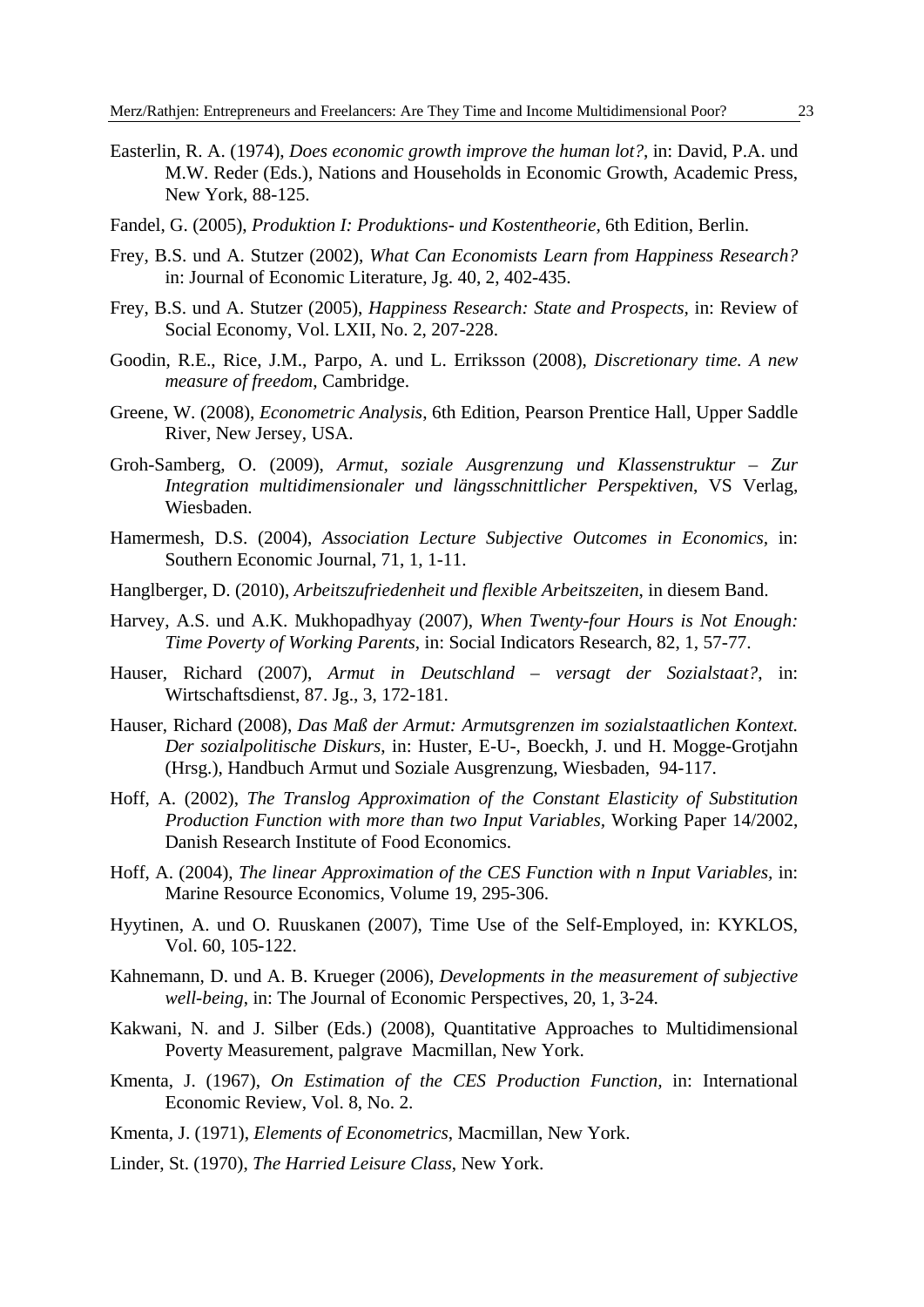Easterlin, R. A. (1974), *Does economic growth improve the human lot?*, in: David, P.A. und M.W. Reder (Eds.), Nations and Households in Economic Growth, Academic Press, New York, 88-125.

Fandel, G. (2005), *Produktion I: Produktions- und Kostentheorie*, 6th Edition, Berlin.

Frey, B.S. und A. Stutzer (2002), *What Can Economists Learn from Happiness Research?* in: Journal of Economic Literature, Jg. 40, 2, 402-435.

Frey, B.S. und A. Stutzer (2005), *Happiness Research: State and Prospects*, in: Review of Social Economy, Vol. LXII, No. 2, 207-228.

Goodin, R.E., Rice, J.M., Parpo, A. und L. Erriksson (2008), *Discretionary time. A new measure of freedom*, Cambridge.

Greene, W. (2008), *Econometric Analysis*, 6th Edition, Pearson Prentice Hall, Upper Saddle River, New Jersey, USA.

Groh-Samberg, O. (2009), *Armut, soziale Ausgrenzung und Klassenstruktur – Zur Integration multidimensionaler und längsschnittlicher Perspektiven*, VS Verlag, Wiesbaden.

Hamermesh, D.S. (2004), *Association Lecture Subjective Outcomes in Economics*, in: Southern Economic Journal, 71, 1, 1-11.

Hanglberger, D. (2010), *Arbeitszufriedenheit und flexible Arbeitszeiten*, in diesem Band.

Harvey, A.S. und A.K. Mukhopadhyay (2007), *When Twenty-four Hours is Not Enough: Time Poverty of Working Parents*, in: Social Indicators Research, 82, 1, 57-77.

Hauser, Richard (2007), *Armut in Deutschland – versagt der Sozialstaat?*, in: Wirtschaftsdienst, 87. Jg., 3, 172-181.

Hauser, Richard (2008), *Das Maß der Armut: Armutsgrenzen im sozialstaatlichen Kontext. Der sozialpolitische Diskurs*, in: Huster, E-U-, Boeckh, J. und H. Mogge-Grotjahn (Hrsg.), Handbuch Armut und Soziale Ausgrenzung, Wiesbaden, 94-117.

Hoff, A. (2002), *The Translog Approximation of the Constant Elasticity of Substitution Production Function with more than two Input Variables*, Working Paper 14/2002, Danish Research Institute of Food Economics.

Hoff, A. (2004), *The linear Approximation of the CES Function with n Input Variables*, in: Marine Resource Economics, Volume 19, 295-306.

Hyytinen, A. und O. Ruuskanen (2007), Time Use of the Self-Employed, in: KYKLOS, Vol. 60, 105-122.

Kahnemann, D. und A. B. Krueger (2006), *Developments in the measurement of subjective well-being*, in: The Journal of Economic Perspectives, 20, 1, 3-24.

Kakwani, N. and J. Silber (Eds.) (2008), Quantitative Approaches to Multidimensional Poverty Measurement, palgrave Macmillan, New York.

Kmenta, J. (1967), *On Estimation of the CES Production Function*, in: International Economic Review, Vol. 8, No. 2.

Kmenta, J. (1971), *Elements of Econometrics*, Macmillan, New York.

Linder, St. (1970), *The Harried Leisure Class*, New York.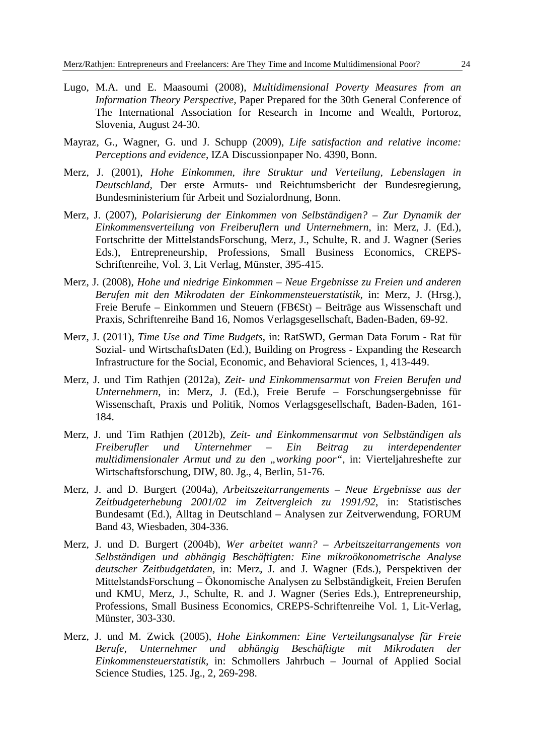Lugo, M.A. und E. Maasoumi (2008), *Multidimensional Poverty Measures from an Information Theory Perspective,* Paper Prepared for the 30th General Conference of The International Association for Research in Income and Wealth, Portoroz, Slovenia, August 24-30.

Mayraz, G., Wagner, G. und J. Schupp (2009), *Life satisfaction and relative income: Perceptions and evidence*, IZA Discussionpaper No. 4390, Bonn.

Merz, J. (2001), *Hohe Einkommen, ihre Struktur und Verteilung, Lebenslagen in Deutschland,* Der erste Armuts- und Reichtumsbericht der Bundesregierung, Bundesministerium für Arbeit und Sozialordnung, Bonn.

Merz, J. (2007), *Polarisierung der Einkommen von Selbständigen? – Zur Dynamik der Einkommensverteilung von Freiberuflern und Unternehmern*, in: Merz, J. (Ed.), Fortschritte der MittelstandsForschung, Merz, J., Schulte, R. and J. Wagner (Series Eds.), Entrepreneurship, Professions, Small Business Economics, CREPS-Schriftenreihe, Vol. 3, Lit Verlag, Münster, 395-415.

Merz, J. (2008), *Hohe und niedrige Einkommen – Neue Ergebnisse zu Freien und anderen Berufen mit den Mikrodaten der Einkommensteuerstatistik,* in: Merz, J. (Hrsg.), Freie Berufe – Einkommen und Steuern (FB€St) – Beiträge aus Wissenschaft und Praxis, Schriftenreihe Band 16, Nomos Verlagsgesellschaft, Baden-Baden, 69-92.

Merz, J. (2011), *Time Use and Time Budgets*, in: RatSWD, German Data Forum - Rat für Sozial- und WirtschaftsDaten (Ed.), Building on Progress - Expanding the Research Infrastructure for the Social, Economic, and Behavioral Sciences, 1, 413-449.

Merz, J. und Tim Rathjen (2012a), *Zeit- und Einkommensarmut von Freien Berufen und Unternehmern*, in: Merz, J. (Ed.), Freie Berufe – Forschungsergebnisse für Wissenschaft, Praxis und Politik, Nomos Verlagsgesellschaft, Baden-Baden, 161-184.

Merz, J. und Tim Rathjen (2012b), *Zeit- und Einkommensarmut von Selbständigen als Freiberufler und Unternehmer – Ein Beitrag zu interdependenter multidimensionaler Armut und zu den „working poor"*, in: Vierteljahreshefte zur Wirtschaftsforschung, DIW, 80. Jg., 4, Berlin, 51-76.

Merz, J. and D. Burgert (2004a), *Arbeitszeitarrangements – Neue Ergebnisse aus der Zeitbudgeterhebung 2001/02 im Zeitvergleich zu 1991/92*, in: Statistisches Bundesamt (Ed.), Alltag in Deutschland – Analysen zur Zeitverwendung, FORUM Band 43, Wiesbaden, 304-336.

Merz, J. und D. Burgert (2004b), *Wer arbeitet wann? – Arbeitszeitarrangements von Selbständigen und abhängig Beschäftigten: Eine mikroökonometrische Analyse deutscher Zeitbudgetdaten*, in: Merz, J. and J. Wagner (Eds.), Perspektiven der MittelstandsForschung – Ökonomische Analysen zu Selbständigkeit, Freien Berufen und KMU, Merz, J., Schulte, R. and J. Wagner (Series Eds.), Entrepreneurship, Professions, Small Business Economics, CREPS-Schriftenreihe Vol. 1, Lit-Verlag, Münster, 303-330.

Merz, J. und M. Zwick (2005), *Hohe Einkommen: Eine Verteilungsanalyse für Freie Berufe, Unternehmer und abhängig Beschäftigte mit Mikrodaten der Einkommensteuerstatistik,* in: Schmollers Jahrbuch – Journal of Applied Social Science Studies, 125. Jg., 2, 269-298.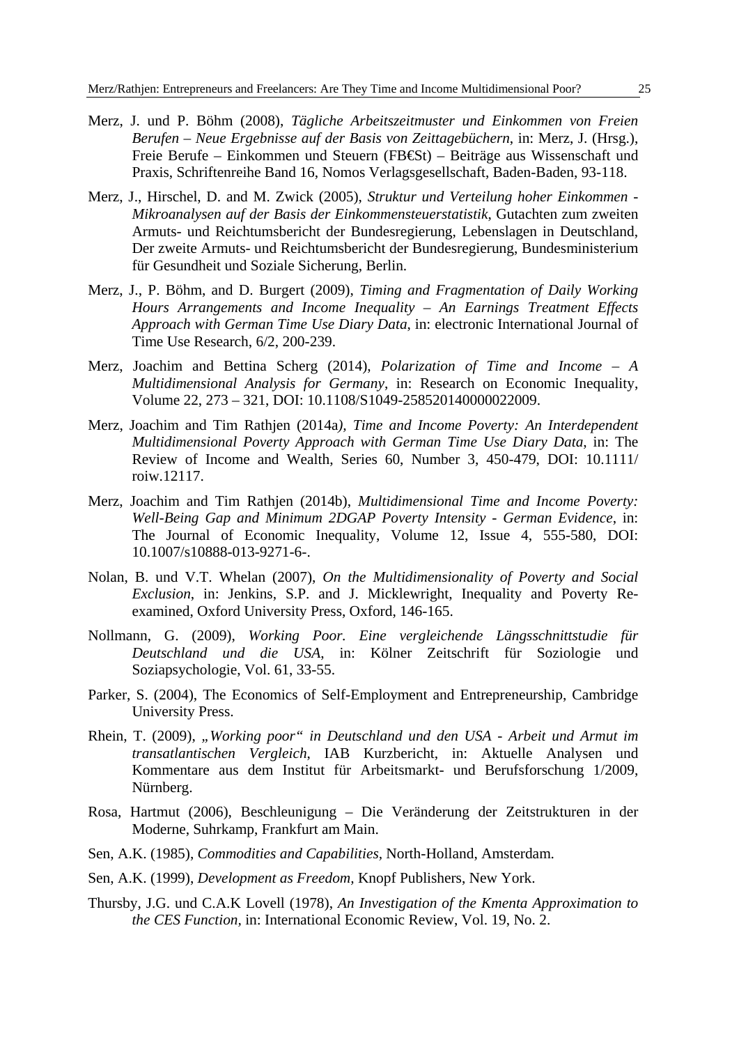Merz, J. und P. Böhm (2008), *Tägliche Arbeitszeitmuster und Einkommen von Freien Berufen – Neue Ergebnisse auf der Basis von Zeittagebüchern*, in: Merz, J. (Hrsg.), Freie Berufe – Einkommen und Steuern (FB€St) – Beiträge aus Wissenschaft und Praxis, Schriftenreihe Band 16, Nomos Verlagsgesellschaft, Baden-Baden, 93-118.

Merz, J., Hirschel, D. and M. Zwick (2005), *Struktur und Verteilung hoher Einkommen - Mikroanalysen auf der Basis der Einkommensteuerstatistik*, Gutachten zum zweiten Armuts- und Reichtumsbericht der Bundesregierung, Lebenslagen in Deutschland, Der zweite Armuts- und Reichtumsbericht der Bundesregierung, Bundesministerium für Gesundheit und Soziale Sicherung, Berlin.

Merz, J., P. Böhm, and D. Burgert (2009), *Timing and Fragmentation of Daily Working Hours Arrangements and Income Inequality – An Earnings Treatment Effects Approach with German Time Use Diary Data*, in: electronic International Journal of Time Use Research, 6/2, 200-239.

Merz, Joachim and Bettina Scherg (2014), *Polarization of Time and Income – A Multidimensional Analysis for Germany*, in: Research on Economic Inequality, Volume 22, 273 – 321, DOI: 10.1108/S1049-258520140000022009.

Merz, Joachim and Tim Rathjen (2014a), *Time and Income Poverty: An Interdependent Multidimensional Poverty Approach with German Time Use Diary Data*, in: The Review of Income and Wealth, Series 60, Number 3, 450-479, DOI: 10.1111/ roiw.12117.

Merz, Joachim and Tim Rathjen (2014b), *Multidimensional Time and Income Poverty: Well-Being Gap and Minimum 2DGAP Poverty Intensity - German Evidence*, in: The Journal of Economic Inequality, Volume 12, Issue 4, 555-580, DOI: 10.1007/s10888-013-9271-6-.

Nolan, B. und V.T. Whelan (2007), *On the Multidimensionality of Poverty and Social Exclusion*, in: Jenkins, S.P. and J. Micklewright, Inequality and Poverty Re-examined, Oxford University Press, Oxford, 146-165.

Nollmann, G. (2009), *Working Poor. Eine vergleichende Längsschnittstudie für Deutschland und die USA*, in: Kölner Zeitschrift für Soziologie und Soziapsychologie, Vol. 61, 33-55.

Parker, S. (2004), The Economics of Self-Employment and Entrepreneurship, Cambridge University Press.

Rhein, T. (2009), *„Working poor" in Deutschland und den USA - Arbeit und Armut im transatlantischen Vergleich*, IAB Kurzbericht, in: Aktuelle Analysen und Kommentare aus dem Institut für Arbeitsmarkt- und Berufsforschung 1/2009, Nürnberg.

Rosa, Hartmut (2006), Beschleunigung – Die Veränderung der Zeitstrukturen in der Moderne, Suhrkamp, Frankfurt am Main.

Sen, A.K. (1985), *Commodities and Capabilities*, North-Holland, Amsterdam.

Sen, A.K. (1999), *Development as Freedom*, Knopf Publishers, New York.

Thursby, J.G. und C.A.K Lovell (1978), *An Investigation of the Kmenta Approximation to the CES Function*, in: International Economic Review, Vol. 19, No. 2.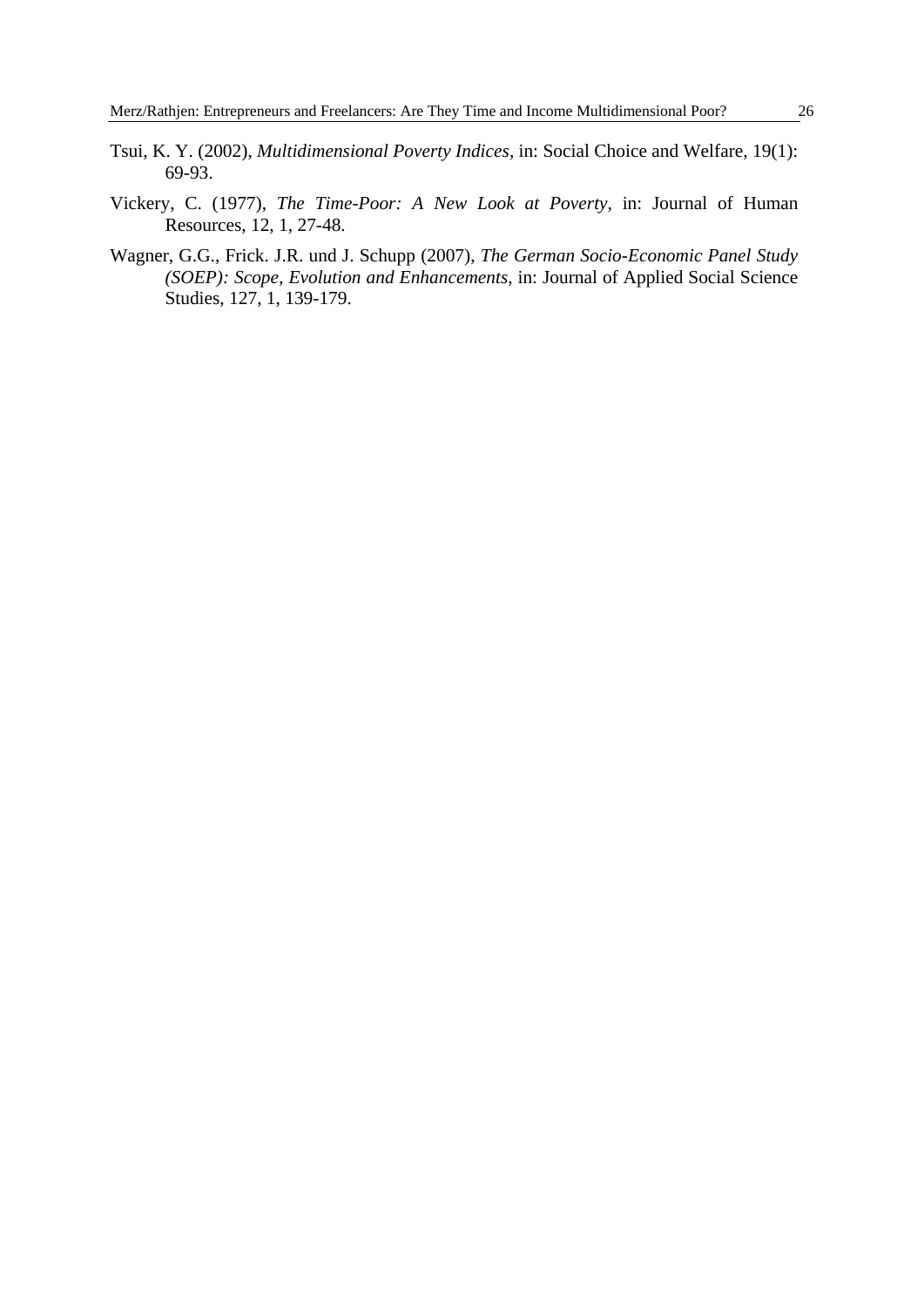Tsui, K. Y. (2002), *Multidimensional Poverty Indices*, in: Social Choice and Welfare, 19(1): 69-93.

Vickery, C. (1977), *The Time-Poor: A New Look at Poverty*, in: Journal of Human Resources, 12, 1, 27-48.

Wagner, G.G., Frick. J.R. und J. Schupp (2007), *The German Socio-Economic Panel Study (SOEP): Scope, Evolution and Enhancements*, in: Journal of Applied Social Science Studies, 127, 1, 139-179.